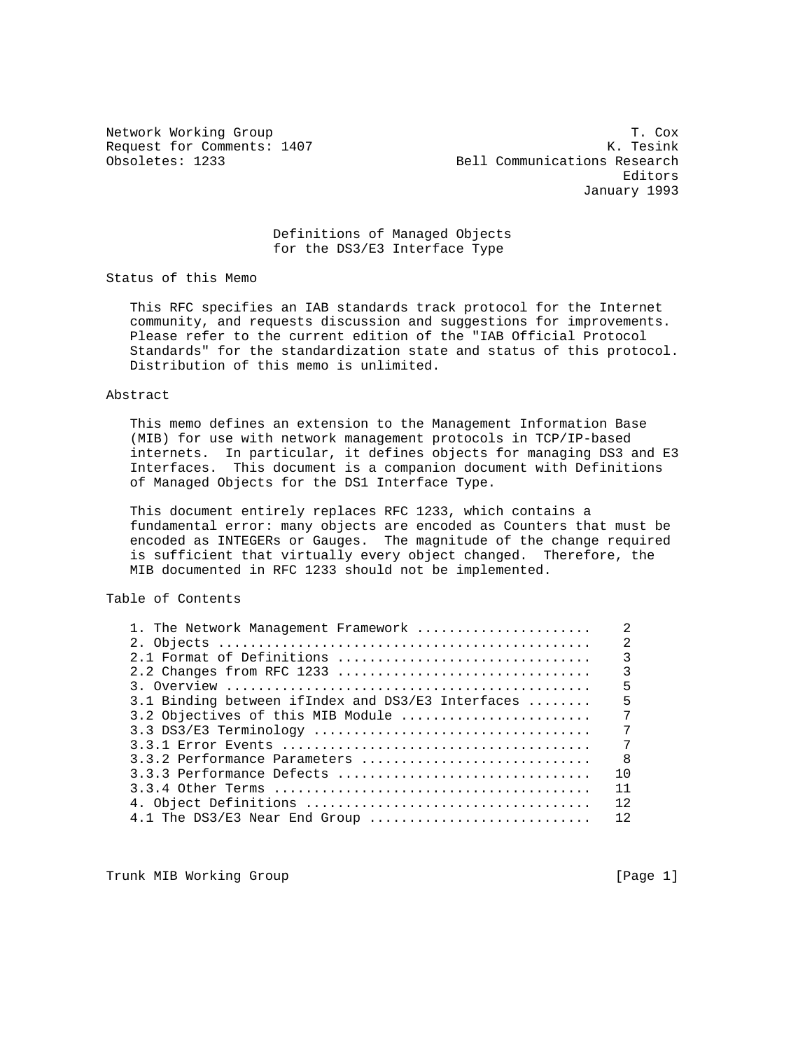Network Working Group                                          T. Cox
Request for Comments: 1407                                  K. Tesink
Obsoletes: 1233                          Bell Communications Research
                                                              Editors
                                                         January 1993

# Definitions of Managed Objects for the DS3/E3 Interface Type

## Status of this Memo

This RFC specifies an IAB standards track protocol for the Internet community, and requests discussion and suggestions for improvements. Please refer to the current edition of the "IAB Official Protocol Standards" for the standardization state and status of this protocol. Distribution of this memo is unlimited.

## Abstract

This memo defines an extension to the Management Information Base (MIB) for use with network management protocols in TCP/IP-based internets. In particular, it defines objects for managing DS3 and E3 Interfaces. This document is a companion document with Definitions of Managed Objects for the DS1 Interface Type.

This document entirely replaces RFC 1233, which contains a fundamental error: many objects are encoded as Counters that must be encoded as INTEGERs or Gauges. The magnitude of the change required is sufficient that virtually every object changed. Therefore, the MIB documented in RFC 1233 should not be implemented.

## Table of Contents

```
1. The Network Management Framework ......................    2
2. Objects ...............................................    2
2.1 Format of Definitions ................................    3
2.2 Changes from RFC 1233 ................................    3
3. Overview ..............................................    5
3.1 Binding between ifIndex and DS3/E3 Interfaces ........    5
3.2 Objectives of this MIB Module ........................    7
3.3 DS3/E3 Terminology ...................................    7
3.3.1 Error Events .......................................    7
3.3.2 Performance Parameters .............................    8
3.3.3 Performance Defects ................................   10
3.3.4 Other Terms ........................................   11
4. Object Definitions ....................................   12
4.1 The DS3/E3 Near End Group ............................   12
```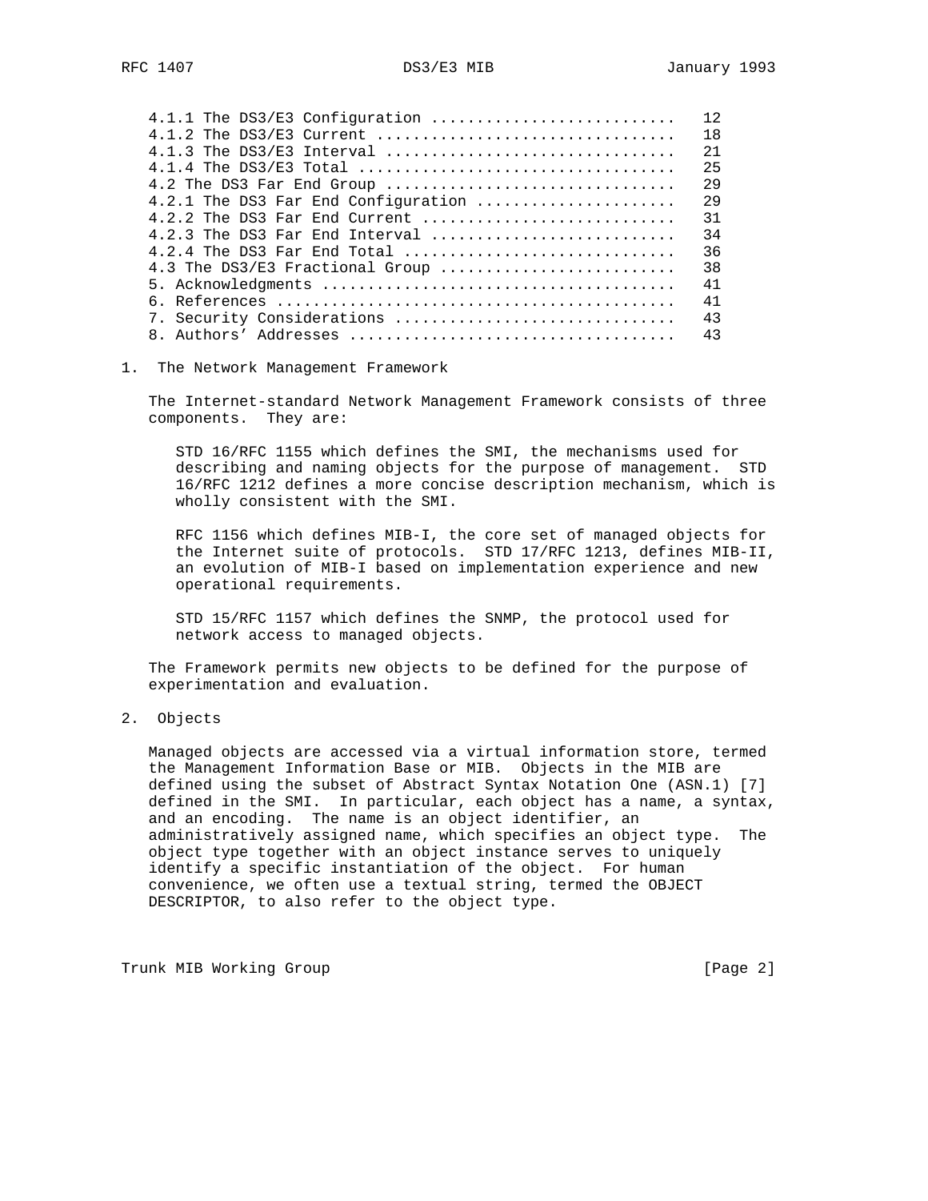```
4.1.1 The DS3/E3 Configuration ..........................  12
4.1.2 The DS3/E3 Current ................................  18
4.1.3 The DS3/E3 Interval ...............................  21
4.1.4 The DS3/E3 Total ..................................  25
4.2 The DS3 Far End Group ...............................  29
4.2.1 The DS3 Far End Configuration .....................  29
4.2.2 The DS3 Far End Current ...........................  31
4.2.3 The DS3 Far End Interval ..........................  34
4.2.4 The DS3 Far End Total .............................  36
4.3 The DS3/E3 Fractional Group .........................  38
5. Acknowledgments ......................................  41
6. References ...........................................  41
7. Security Considerations ..............................  43
8. Authors' Addresses ...................................  43
```

## 1. The Network Management Framework

The Internet-standard Network Management Framework consists of three components. They are:

STD 16/RFC 1155 which defines the SMI, the mechanisms used for describing and naming objects for the purpose of management. STD 16/RFC 1212 defines a more concise description mechanism, which is wholly consistent with the SMI.

RFC 1156 which defines MIB-I, the core set of managed objects for the Internet suite of protocols. STD 17/RFC 1213, defines MIB-II, an evolution of MIB-I based on implementation experience and new operational requirements.

STD 15/RFC 1157 which defines the SNMP, the protocol used for network access to managed objects.

The Framework permits new objects to be defined for the purpose of experimentation and evaluation.

## 2. Objects

Managed objects are accessed via a virtual information store, termed the Management Information Base or MIB. Objects in the MIB are defined using the subset of Abstract Syntax Notation One (ASN.1) [7] defined in the SMI. In particular, each object has a name, a syntax, and an encoding. The name is an object identifier, an administratively assigned name, which specifies an object type. The object type together with an object instance serves to uniquely identify a specific instantiation of the object. For human convenience, we often use a textual string, termed the OBJECT DESCRIPTOR, to also refer to the object type.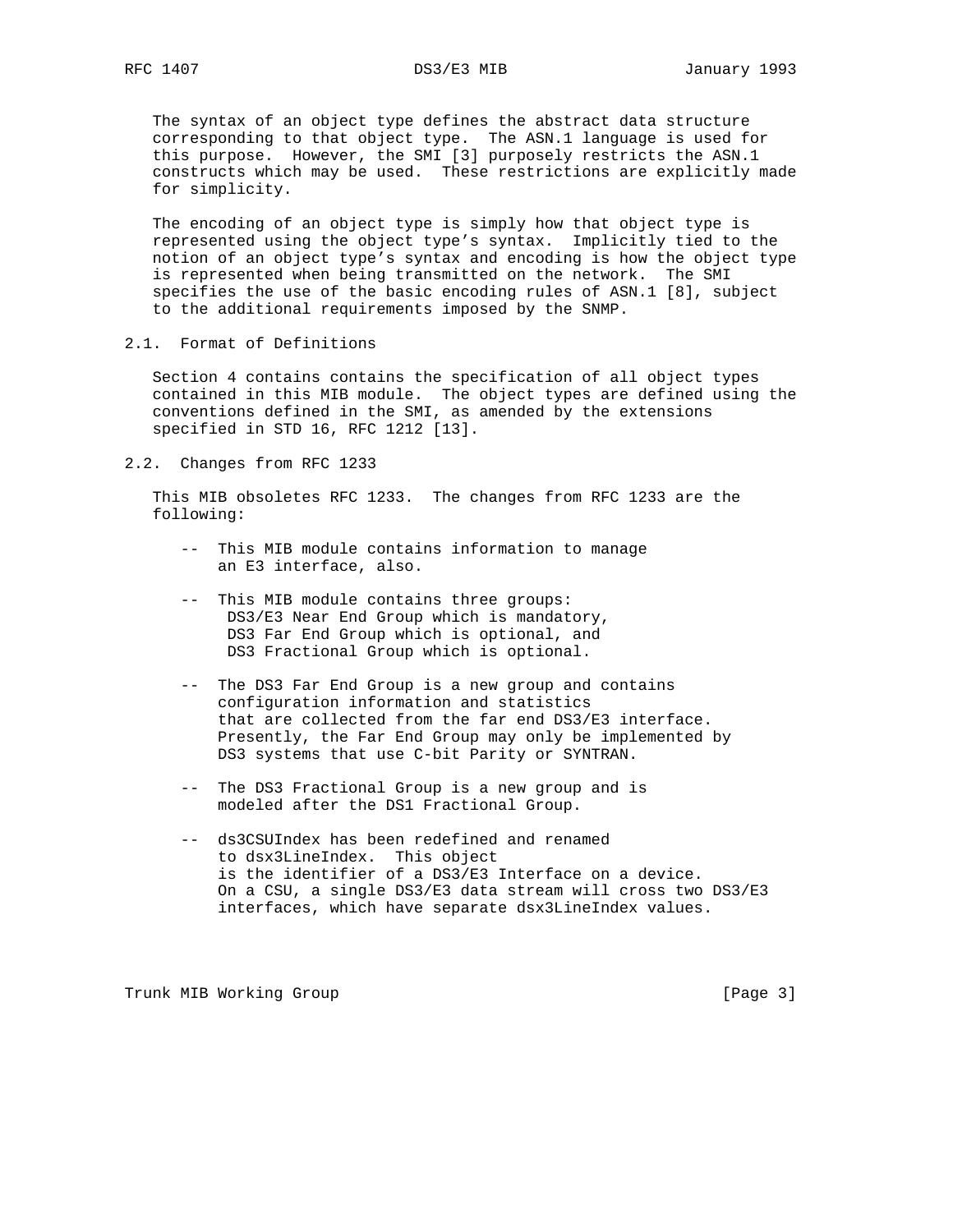The syntax of an object type defines the abstract data structure corresponding to that object type. The ASN.1 language is used for this purpose. However, the SMI [3] purposely restricts the ASN.1 constructs which may be used. These restrictions are explicitly made for simplicity.

The encoding of an object type is simply how that object type is represented using the object type's syntax. Implicitly tied to the notion of an object type's syntax and encoding is how the object type is represented when being transmitted on the network. The SMI specifies the use of the basic encoding rules of ASN.1 [8], subject to the additional requirements imposed by the SNMP.

## 2.1. Format of Definitions

Section 4 contains contains the specification of all object types contained in this MIB module. The object types are defined using the conventions defined in the SMI, as amended by the extensions specified in STD 16, RFC 1212 [13].

## 2.2. Changes from RFC 1233

This MIB obsoletes RFC 1233. The changes from RFC 1233 are the following:

- This MIB module contains information to manage an E3 interface, also.

- This MIB module contains three groups:
  DS3/E3 Near End Group which is mandatory,
  DS3 Far End Group which is optional, and
  DS3 Fractional Group which is optional.

- The DS3 Far End Group is a new group and contains configuration information and statistics that are collected from the far end DS3/E3 interface. Presently, the Far End Group may only be implemented by DS3 systems that use C-bit Parity or SYNTRAN.

- The DS3 Fractional Group is a new group and is modeled after the DS1 Fractional Group.

- ds3CSUIndex has been redefined and renamed to dsx3LineIndex. This object is the identifier of a DS3/E3 Interface on a device. On a CSU, a single DS3/E3 data stream will cross two DS3/E3 interfaces, which have separate dsx3LineIndex values.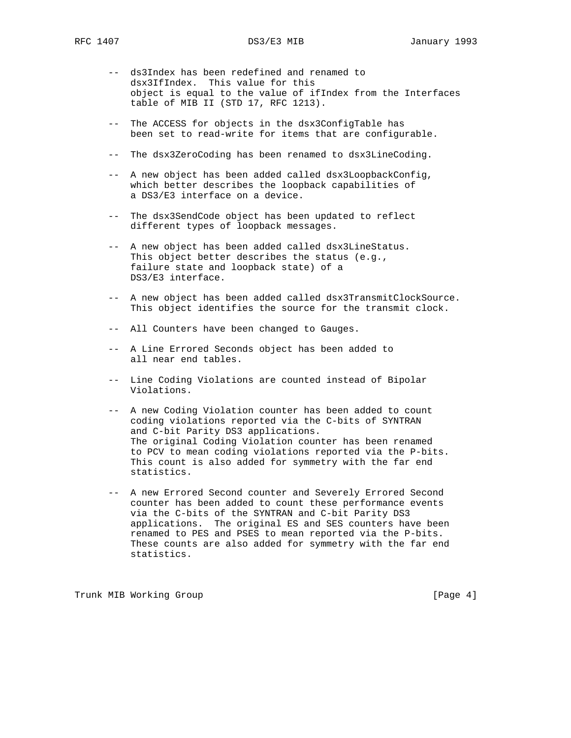-- ds3Index has been redefined and renamed to dsx3IfIndex. This value for this object is equal to the value of ifIndex from the Interfaces table of MIB II (STD 17, RFC 1213).

-- The ACCESS for objects in the dsx3ConfigTable has been set to read-write for items that are configurable.

-- The dsx3ZeroCoding has been renamed to dsx3LineCoding.

-- A new object has been added called dsx3LoopbackConfig, which better describes the loopback capabilities of a DS3/E3 interface on a device.

-- The dsx3SendCode object has been updated to reflect different types of loopback messages.

-- A new object has been added called dsx3LineStatus. This object better describes the status (e.g., failure state and loopback state) of a DS3/E3 interface.

-- A new object has been added called dsx3TransmitClockSource. This object identifies the source for the transmit clock.

-- All Counters have been changed to Gauges.

-- A Line Errored Seconds object has been added to all near end tables.

-- Line Coding Violations are counted instead of Bipolar Violations.

-- A new Coding Violation counter has been added to count coding violations reported via the C-bits of SYNTRAN and C-bit Parity DS3 applications. The original Coding Violation counter has been renamed to PCV to mean coding violations reported via the P-bits. This count is also added for symmetry with the far end statistics.

-- A new Errored Second counter and Severely Errored Second counter has been added to count these performance events via the C-bits of the SYNTRAN and C-bit Parity DS3 applications. The original ES and SES counters have been renamed to PES and PSES to mean reported via the P-bits. These counts are also added for symmetry with the far end statistics.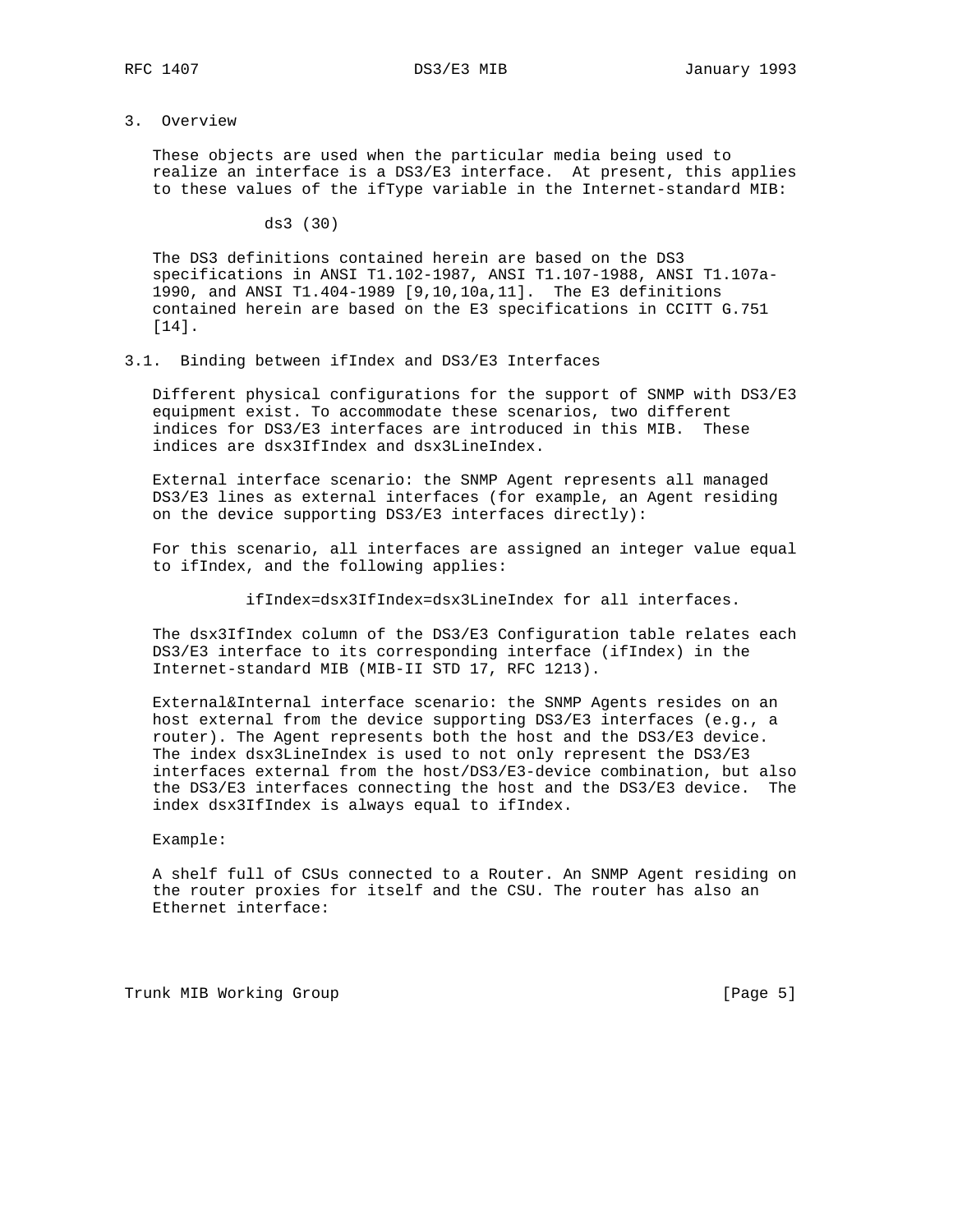## 3. Overview

These objects are used when the particular media being used to realize an interface is a DS3/E3 interface. At present, this applies to these values of the ifType variable in the Internet-standard MIB:

ds3 (30)

The DS3 definitions contained herein are based on the DS3 specifications in ANSI T1.102-1987, ANSI T1.107-1988, ANSI T1.107a-1990, and ANSI T1.404-1989 [9,10,10a,11]. The E3 definitions contained herein are based on the E3 specifications in CCITT G.751 [14].

### 3.1. Binding between ifIndex and DS3/E3 Interfaces

Different physical configurations for the support of SNMP with DS3/E3 equipment exist. To accommodate these scenarios, two different indices for DS3/E3 interfaces are introduced in this MIB. These indices are dsx3IfIndex and dsx3LineIndex.

External interface scenario: the SNMP Agent represents all managed DS3/E3 lines as external interfaces (for example, an Agent residing on the device supporting DS3/E3 interfaces directly):

For this scenario, all interfaces are assigned an integer value equal to ifIndex, and the following applies:

ifIndex=dsx3IfIndex=dsx3LineIndex for all interfaces.

The dsx3IfIndex column of the DS3/E3 Configuration table relates each DS3/E3 interface to its corresponding interface (ifIndex) in the Internet-standard MIB (MIB-II STD 17, RFC 1213).

External&Internal interface scenario: the SNMP Agents resides on an host external from the device supporting DS3/E3 interfaces (e.g., a router). The Agent represents both the host and the DS3/E3 device. The index dsx3LineIndex is used to not only represent the DS3/E3 interfaces external from the host/DS3/E3-device combination, but also the DS3/E3 interfaces connecting the host and the DS3/E3 device. The index dsx3IfIndex is always equal to ifIndex.

Example:

A shelf full of CSUs connected to a Router. An SNMP Agent residing on the router proxies for itself and the CSU. The router has also an Ethernet interface: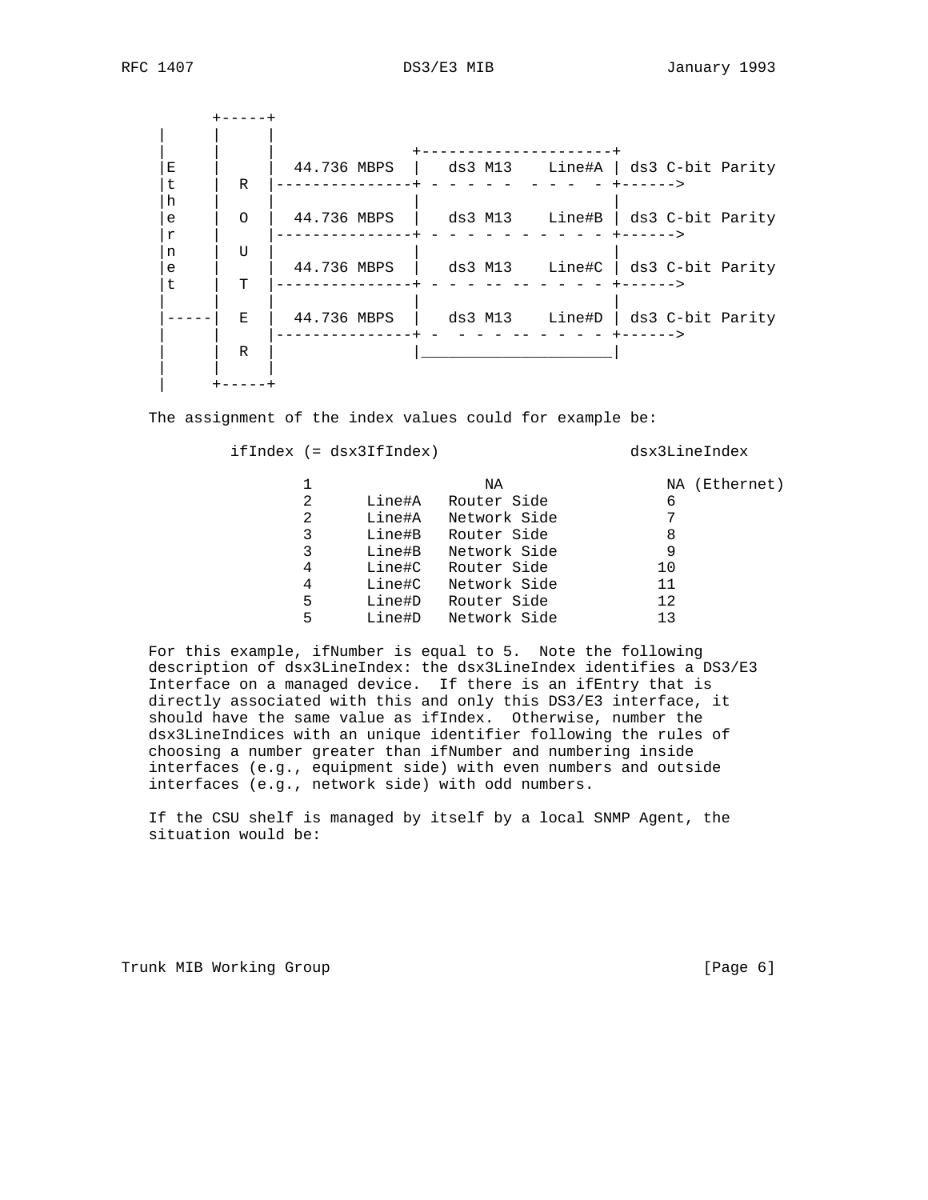```
       +-----+
 |     |     |
 |     |     |                +---------------------+
 |E    |     |  44.736 MBPS   |   ds3 M13    Line#A | ds3 C-bit Parity
 |t    |  R  |---------------+ - - - - -  - - -  - +------>
 |h    |     |                |                     |
 |e    |  O  |  44.736 MBPS   |   ds3 M13    Line#B | ds3 C-bit Parity
 |r    |     |---------------+ - - - - - - - - - - +------>
 |n    |  U  |                |                     |
 |e    |     |  44.736 MBPS   |   ds3 M13    Line#C | ds3 C-bit Parity
 |t    |  T  |---------------+ - - - -- -- - - - - +------>
 |     |     |                |                     |
 |-----|  E  |  44.736 MBPS   |   ds3 M13    Line#D | ds3 C-bit Parity
 |     |     |---------------+ -  - - - - -- - - - - +------>
 |     |  R  |                |_____________________|
 |     |     |
 |     +-----+
```

The assignment of the index values could for example be:

| ifIndex (= dsx3IfIndex) | | | dsx3LineIndex |
|---|---|---|---|
| 1 | | NA | NA (Ethernet) |
| 2 | Line#A | Router Side | 6 |
| 2 | Line#A | Network Side | 7 |
| 3 | Line#B | Router Side | 8 |
| 3 | Line#B | Network Side | 9 |
| 4 | Line#C | Router Side | 10 |
| 4 | Line#C | Network Side | 11 |
| 5 | Line#D | Router Side | 12 |
| 5 | Line#D | Network Side | 13 |

For this example, ifNumber is equal to 5. Note the following description of dsx3LineIndex: the dsx3LineIndex identifies a DS3/E3 Interface on a managed device. If there is an ifEntry that is directly associated with this and only this DS3/E3 interface, it should have the same value as ifIndex. Otherwise, number the dsx3LineIndices with an unique identifier following the rules of choosing a number greater than ifNumber and numbering inside interfaces (e.g., equipment side) with even numbers and outside interfaces (e.g., network side) with odd numbers.

If the CSU shelf is managed by itself by a local SNMP Agent, the situation would be: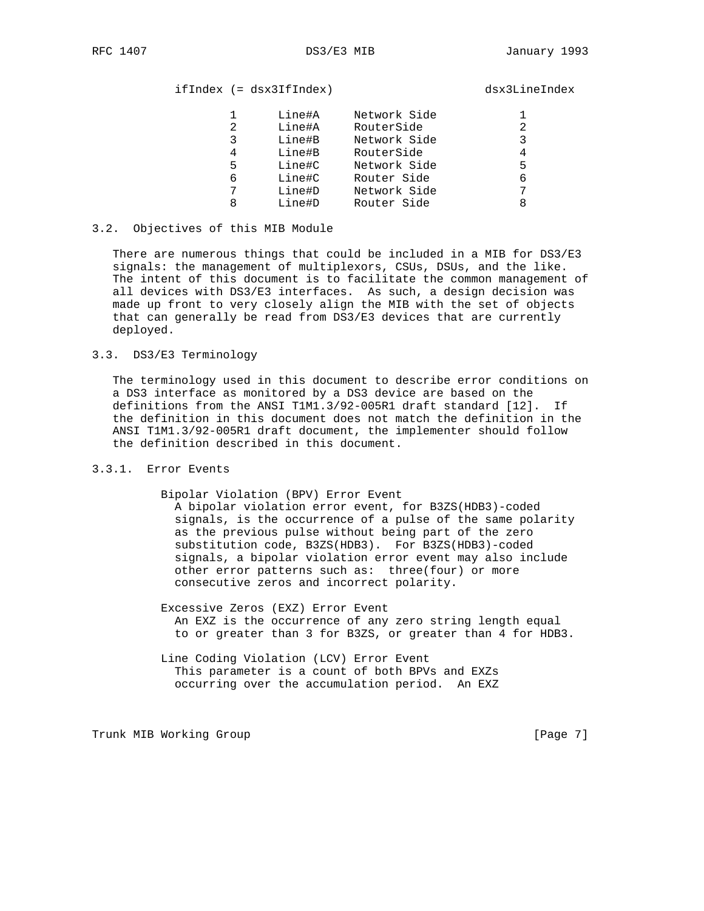| ifIndex (= dsx3IfIndex) | | | dsx3LineIndex |
|---|---|---|---|
| 1 | Line#A | Network Side | 1 |
| 2 | Line#A | RouterSide | 2 |
| 3 | Line#B | Network Side | 3 |
| 4 | Line#B | RouterSide | 4 |
| 5 | Line#C | Network Side | 5 |
| 6 | Line#C | Router Side | 6 |
| 7 | Line#D | Network Side | 7 |
| 8 | Line#D | Router Side | 8 |

### 3.2. Objectives of this MIB Module

There are numerous things that could be included in a MIB for DS3/E3 signals: the management of multiplexors, CSUs, DSUs, and the like. The intent of this document is to facilitate the common management of all devices with DS3/E3 interfaces. As such, a design decision was made up front to very closely align the MIB with the set of objects that can generally be read from DS3/E3 devices that are currently deployed.

### 3.3. DS3/E3 Terminology

The terminology used in this document to describe error conditions on a DS3 interface as monitored by a DS3 device are based on the definitions from the ANSI T1M1.3/92-005R1 draft standard [12]. If the definition in this document does not match the definition in the ANSI T1M1.3/92-005R1 draft document, the implementer should follow the definition described in this document.

#### 3.3.1. Error Events

Bipolar Violation (BPV) Error Event
A bipolar violation error event, for B3ZS(HDB3)-coded signals, is the occurrence of a pulse of the same polarity as the previous pulse without being part of the zero substitution code, B3ZS(HDB3). For B3ZS(HDB3)-coded signals, a bipolar violation error event may also include other error patterns such as: three(four) or more consecutive zeros and incorrect polarity.

Excessive Zeros (EXZ) Error Event
An EXZ is the occurrence of any zero string length equal to or greater than 3 for B3ZS, or greater than 4 for HDB3.

Line Coding Violation (LCV) Error Event
This parameter is a count of both BPVs and EXZs occurring over the accumulation period. An EXZ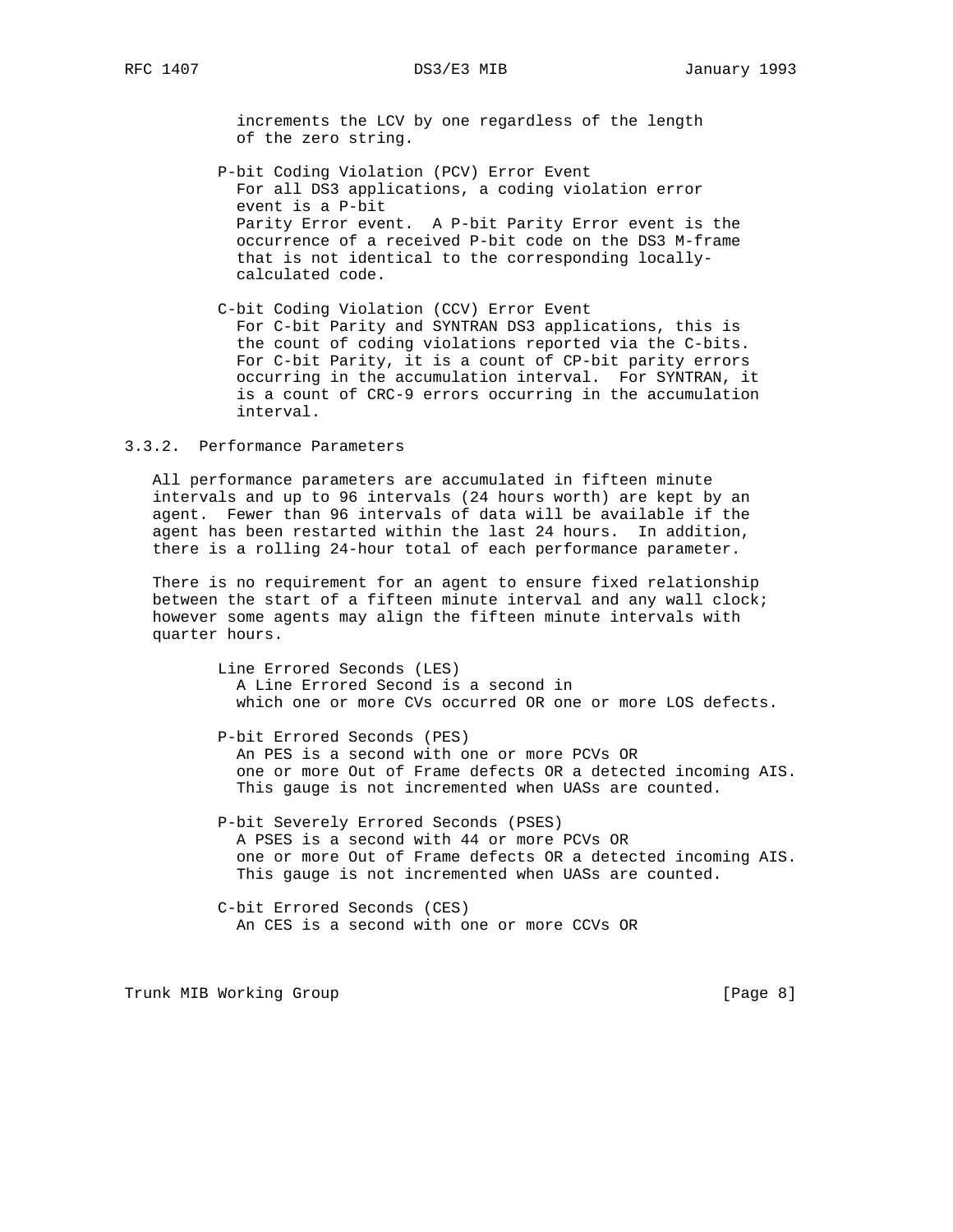increments the LCV by one regardless of the length of the zero string.

P-bit Coding Violation (PCV) Error Event
For all DS3 applications, a coding violation error event is a P-bit Parity Error event. A P-bit Parity Error event is the occurrence of a received P-bit code on the DS3 M-frame that is not identical to the corresponding locally-calculated code.

C-bit Coding Violation (CCV) Error Event
For C-bit Parity and SYNTRAN DS3 applications, this is the count of coding violations reported via the C-bits. For C-bit Parity, it is a count of CP-bit parity errors occurring in the accumulation interval. For SYNTRAN, it is a count of CRC-9 errors occurring in the accumulation interval.

### 3.3.2. Performance Parameters

All performance parameters are accumulated in fifteen minute intervals and up to 96 intervals (24 hours worth) are kept by an agent. Fewer than 96 intervals of data will be available if the agent has been restarted within the last 24 hours. In addition, there is a rolling 24-hour total of each performance parameter.

There is no requirement for an agent to ensure fixed relationship between the start of a fifteen minute interval and any wall clock; however some agents may align the fifteen minute intervals with quarter hours.

Line Errored Seconds (LES)
A Line Errored Second is a second in which one or more CVs occurred OR one or more LOS defects.

P-bit Errored Seconds (PES)
An PES is a second with one or more PCVs OR one or more Out of Frame defects OR a detected incoming AIS. This gauge is not incremented when UASs are counted.

P-bit Severely Errored Seconds (PSES)
A PSES is a second with 44 or more PCVs OR one or more Out of Frame defects OR a detected incoming AIS. This gauge is not incremented when UASs are counted.

C-bit Errored Seconds (CES)
An CES is a second with one or more CCVs OR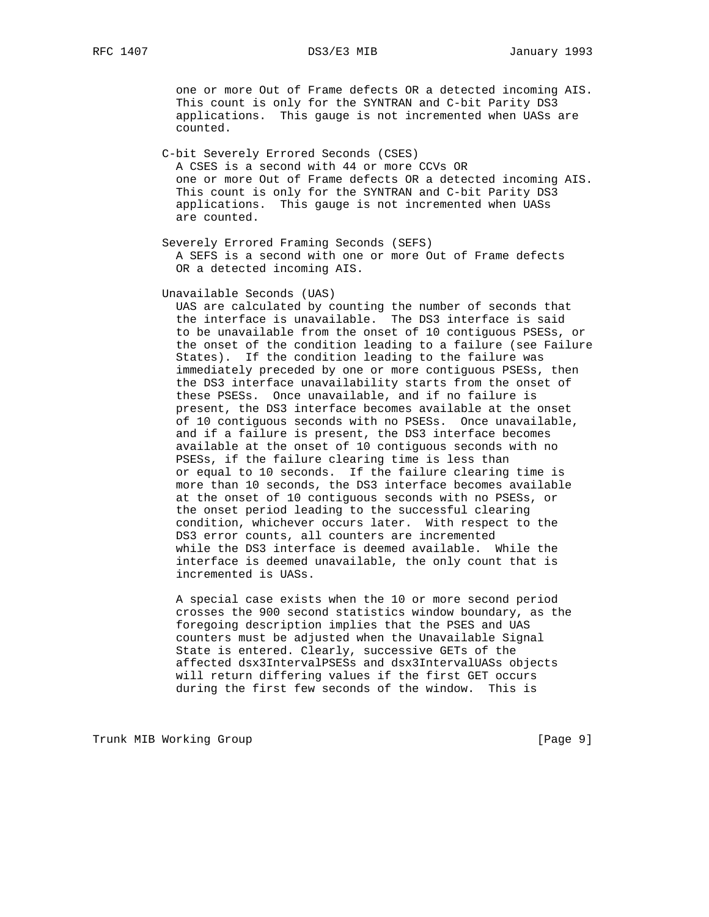one or more Out of Frame defects OR a detected incoming AIS. This count is only for the SYNTRAN and C-bit Parity DS3 applications. This gauge is not incremented when UASs are counted.

C-bit Severely Errored Seconds (CSES)

A CSES is a second with 44 or more CCVs OR one or more Out of Frame defects OR a detected incoming AIS. This count is only for the SYNTRAN and C-bit Parity DS3 applications. This gauge is not incremented when UASs are counted.

Severely Errored Framing Seconds (SEFS)

A SEFS is a second with one or more Out of Frame defects OR a detected incoming AIS.

Unavailable Seconds (UAS)

UAS are calculated by counting the number of seconds that the interface is unavailable. The DS3 interface is said to be unavailable from the onset of 10 contiguous PSESs, or the onset of the condition leading to a failure (see Failure States). If the condition leading to the failure was immediately preceded by one or more contiguous PSESs, then the DS3 interface unavailability starts from the onset of these PSESs. Once unavailable, and if no failure is present, the DS3 interface becomes available at the onset of 10 contiguous seconds with no PSESs. Once unavailable, and if a failure is present, the DS3 interface becomes available at the onset of 10 contiguous seconds with no PSESs, if the failure clearing time is less than or equal to 10 seconds. If the failure clearing time is more than 10 seconds, the DS3 interface becomes available at the onset of 10 contiguous seconds with no PSESs, or the onset period leading to the successful clearing condition, whichever occurs later. With respect to the DS3 error counts, all counters are incremented while the DS3 interface is deemed available. While the interface is deemed unavailable, the only count that is incremented is UASs.

A special case exists when the 10 or more second period crosses the 900 second statistics window boundary, as the foregoing description implies that the PSES and UAS counters must be adjusted when the Unavailable Signal State is entered. Clearly, successive GETs of the affected dsx3IntervalPSESs and dsx3IntervalUASs objects will return differing values if the first GET occurs during the first few seconds of the window. This is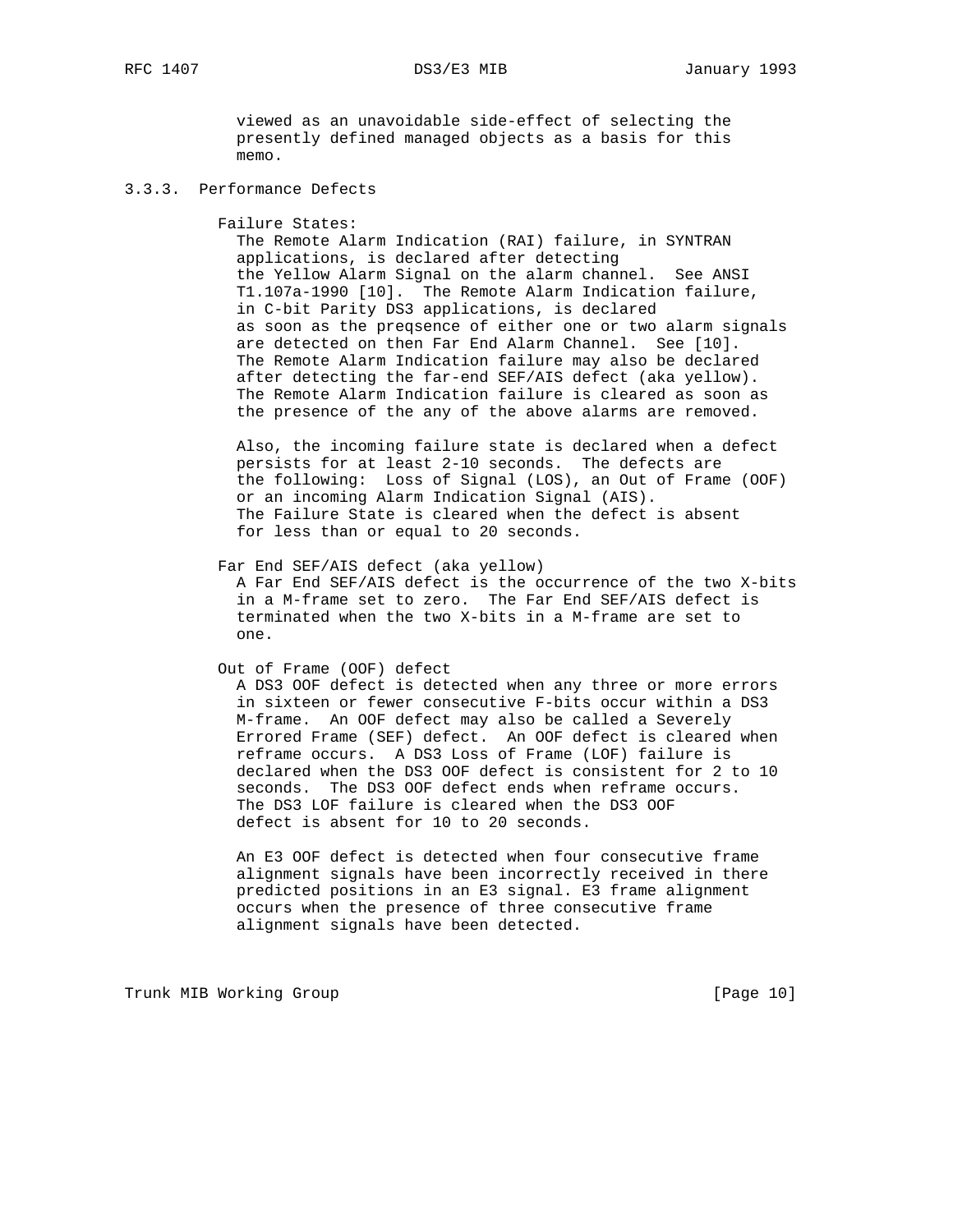viewed as an unavoidable side-effect of selecting the presently defined managed objects as a basis for this memo.

### 3.3.3. Performance Defects

Failure States:

The Remote Alarm Indication (RAI) failure, in SYNTRAN applications, is declared after detecting the Yellow Alarm Signal on the alarm channel. See ANSI T1.107a-1990 [10]. The Remote Alarm Indication failure, in C-bit Parity DS3 applications, is declared as soon as the preqsence of either one or two alarm signals are detected on then Far End Alarm Channel. See [10]. The Remote Alarm Indication failure may also be declared after detecting the far-end SEF/AIS defect (aka yellow). The Remote Alarm Indication failure is cleared as soon as the presence of the any of the above alarms are removed.

Also, the incoming failure state is declared when a defect persists for at least 2-10 seconds. The defects are the following: Loss of Signal (LOS), an Out of Frame (OOF) or an incoming Alarm Indication Signal (AIS). The Failure State is cleared when the defect is absent for less than or equal to 20 seconds.

Far End SEF/AIS defect (aka yellow)

A Far End SEF/AIS defect is the occurrence of the two X-bits in a M-frame set to zero. The Far End SEF/AIS defect is terminated when the two X-bits in a M-frame are set to one.

Out of Frame (OOF) defect

A DS3 OOF defect is detected when any three or more errors in sixteen or fewer consecutive F-bits occur within a DS3 M-frame. An OOF defect may also be called a Severely Errored Frame (SEF) defect. An OOF defect is cleared when reframe occurs. A DS3 Loss of Frame (LOF) failure is declared when the DS3 OOF defect is consistent for 2 to 10 seconds. The DS3 OOF defect ends when reframe occurs. The DS3 LOF failure is cleared when the DS3 OOF defect is absent for 10 to 20 seconds.

An E3 OOF defect is detected when four consecutive frame alignment signals have been incorrectly received in there predicted positions in an E3 signal. E3 frame alignment occurs when the presence of three consecutive frame alignment signals have been detected.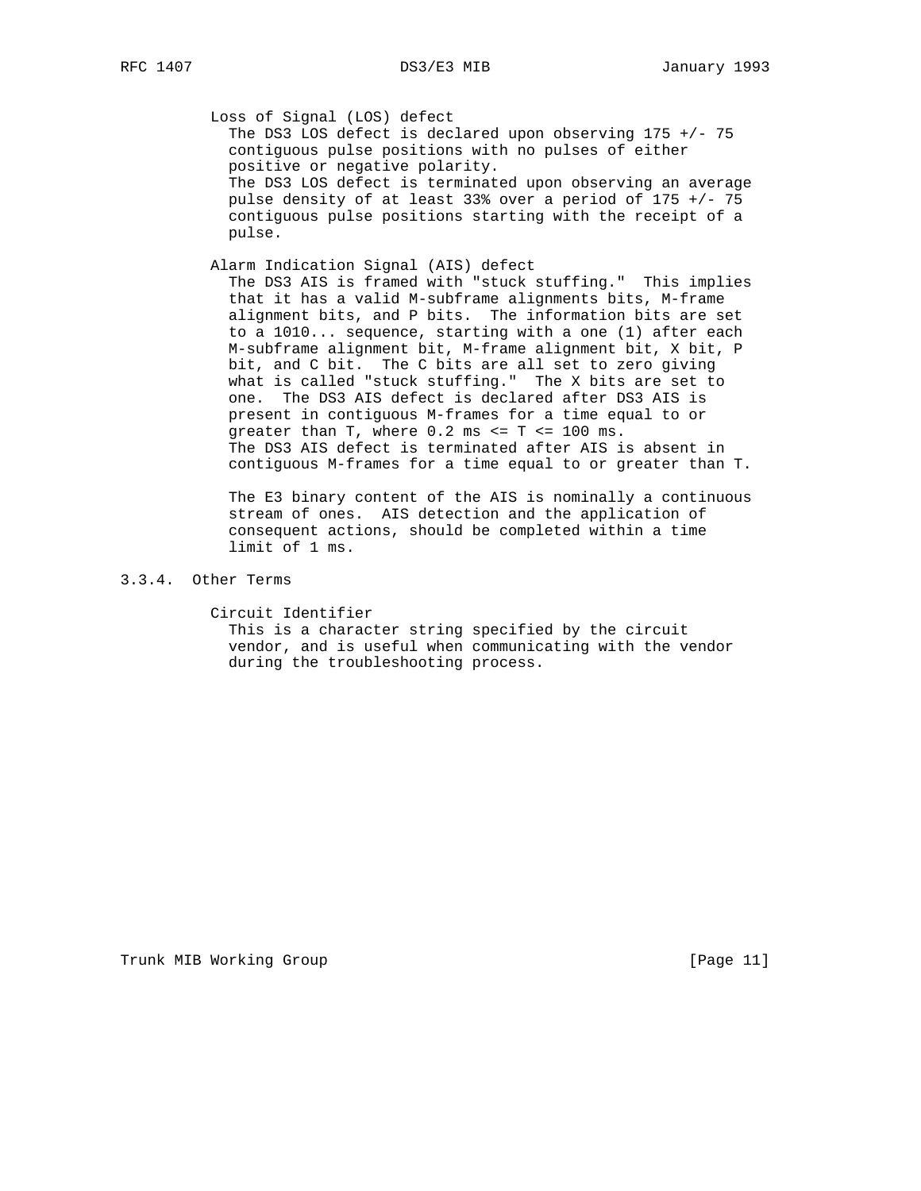Loss of Signal (LOS) defect

The DS3 LOS defect is declared upon observing 175 +/- 75 contiguous pulse positions with no pulses of either positive or negative polarity. The DS3 LOS defect is terminated upon observing an average pulse density of at least 33% over a period of 175 +/- 75 contiguous pulse positions starting with the receipt of a pulse.

Alarm Indication Signal (AIS) defect

The DS3 AIS is framed with "stuck stuffing." This implies that it has a valid M-subframe alignments bits, M-frame alignment bits, and P bits. The information bits are set to a 1010... sequence, starting with a one (1) after each M-subframe alignment bit, M-frame alignment bit, X bit, P bit, and C bit. The C bits are all set to zero giving what is called "stuck stuffing." The X bits are set to one. The DS3 AIS defect is declared after DS3 AIS is present in contiguous M-frames for a time equal to or greater than T, where 0.2 ms <= T <= 100 ms. The DS3 AIS defect is terminated after AIS is absent in contiguous M-frames for a time equal to or greater than T.

The E3 binary content of the AIS is nominally a continuous stream of ones. AIS detection and the application of consequent actions, should be completed within a time limit of 1 ms.

### 3.3.4. Other Terms

Circuit Identifier

This is a character string specified by the circuit vendor, and is useful when communicating with the vendor during the troubleshooting process.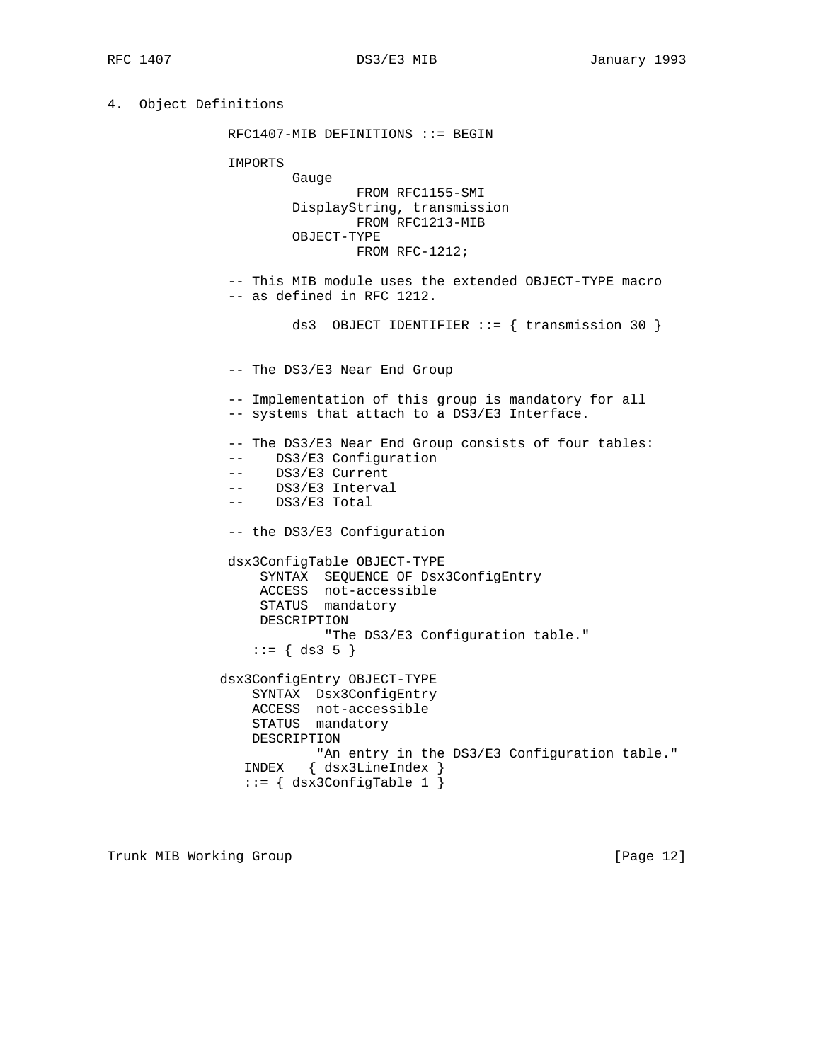## 4. Object Definitions

```
RFC1407-MIB DEFINITIONS ::= BEGIN

IMPORTS
        Gauge
                FROM RFC1155-SMI
        DisplayString, transmission
                FROM RFC1213-MIB
        OBJECT-TYPE
                FROM RFC-1212;

-- This MIB module uses the extended OBJECT-TYPE macro
-- as defined in RFC 1212.

        ds3  OBJECT IDENTIFIER ::= { transmission 30 }


-- The DS3/E3 Near End Group

-- Implementation of this group is mandatory for all
-- systems that attach to a DS3/E3 Interface.

-- The DS3/E3 Near End Group consists of four tables:
--    DS3/E3 Configuration
--    DS3/E3 Current
--    DS3/E3 Interval
--    DS3/E3 Total

-- the DS3/E3 Configuration

dsx3ConfigTable OBJECT-TYPE
    SYNTAX  SEQUENCE OF Dsx3ConfigEntry
    ACCESS  not-accessible
    STATUS  mandatory
    DESCRIPTION
            "The DS3/E3 Configuration table."
   ::= { ds3 5 }

dsx3ConfigEntry OBJECT-TYPE
    SYNTAX  Dsx3ConfigEntry
    ACCESS  not-accessible
    STATUS  mandatory
    DESCRIPTION
            "An entry in the DS3/E3 Configuration table."
   INDEX   { dsx3LineIndex }
   ::= { dsx3ConfigTable 1 }
```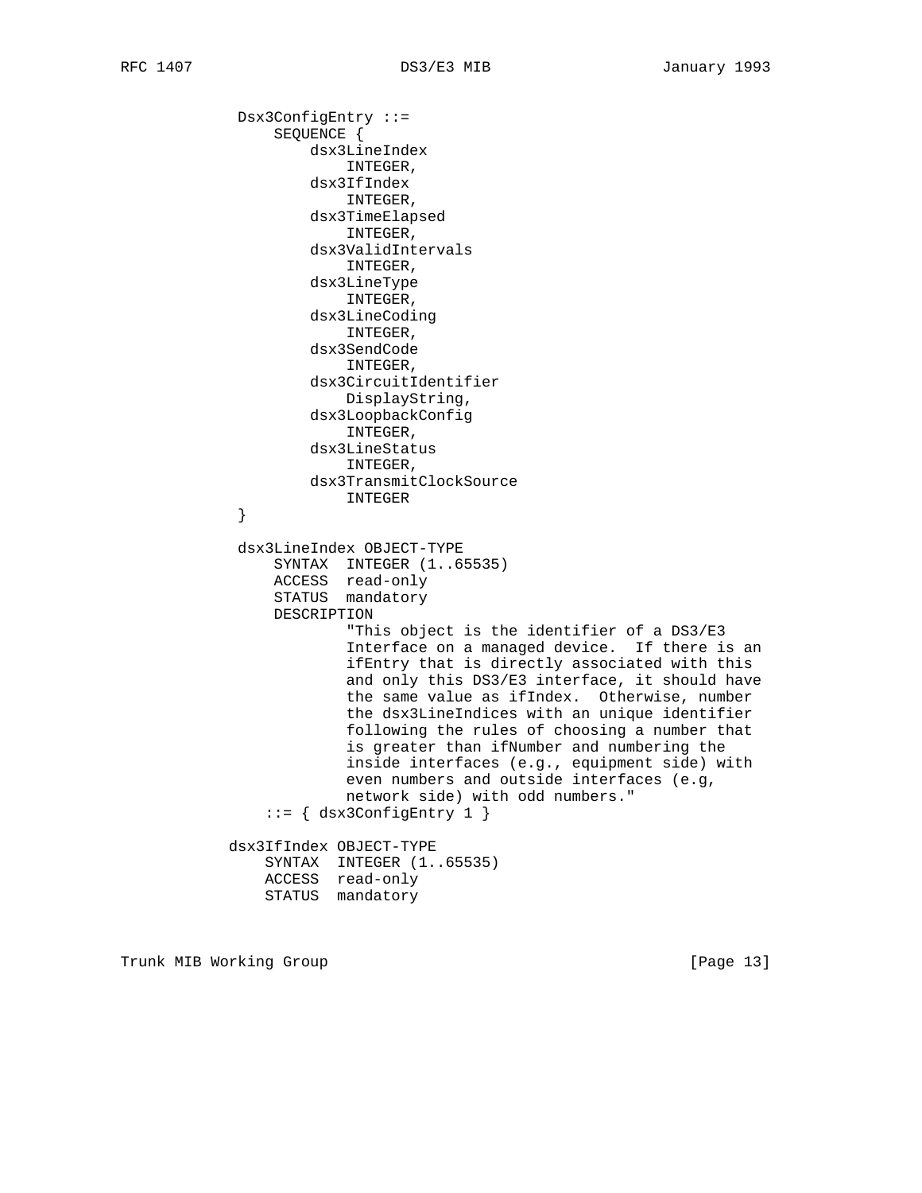```
Dsx3ConfigEntry ::=
    SEQUENCE {
        dsx3LineIndex
            INTEGER,
        dsx3IfIndex
            INTEGER,
        dsx3TimeElapsed
            INTEGER,
        dsx3ValidIntervals
            INTEGER,
        dsx3LineType
            INTEGER,
        dsx3LineCoding
            INTEGER,
        dsx3SendCode
            INTEGER,
        dsx3CircuitIdentifier
            DisplayString,
        dsx3LoopbackConfig
            INTEGER,
        dsx3LineStatus
            INTEGER,
        dsx3TransmitClockSource
            INTEGER
}

dsx3LineIndex OBJECT-TYPE
    SYNTAX  INTEGER (1..65535)
    ACCESS  read-only
    STATUS  mandatory
    DESCRIPTION
            "This object is the identifier of a DS3/E3
            Interface on a managed device.  If there is an
            ifEntry that is directly associated with this
            and only this DS3/E3 interface, it should have
            the same value as ifIndex.  Otherwise, number
            the dsx3LineIndices with an unique identifier
            following the rules of choosing a number that
            is greater than ifNumber and numbering the
            inside interfaces (e.g., equipment side) with
            even numbers and outside interfaces (e.g,
            network side) with odd numbers."
   ::= { dsx3ConfigEntry 1 }

dsx3IfIndex OBJECT-TYPE
    SYNTAX  INTEGER (1..65535)
    ACCESS  read-only
    STATUS  mandatory
```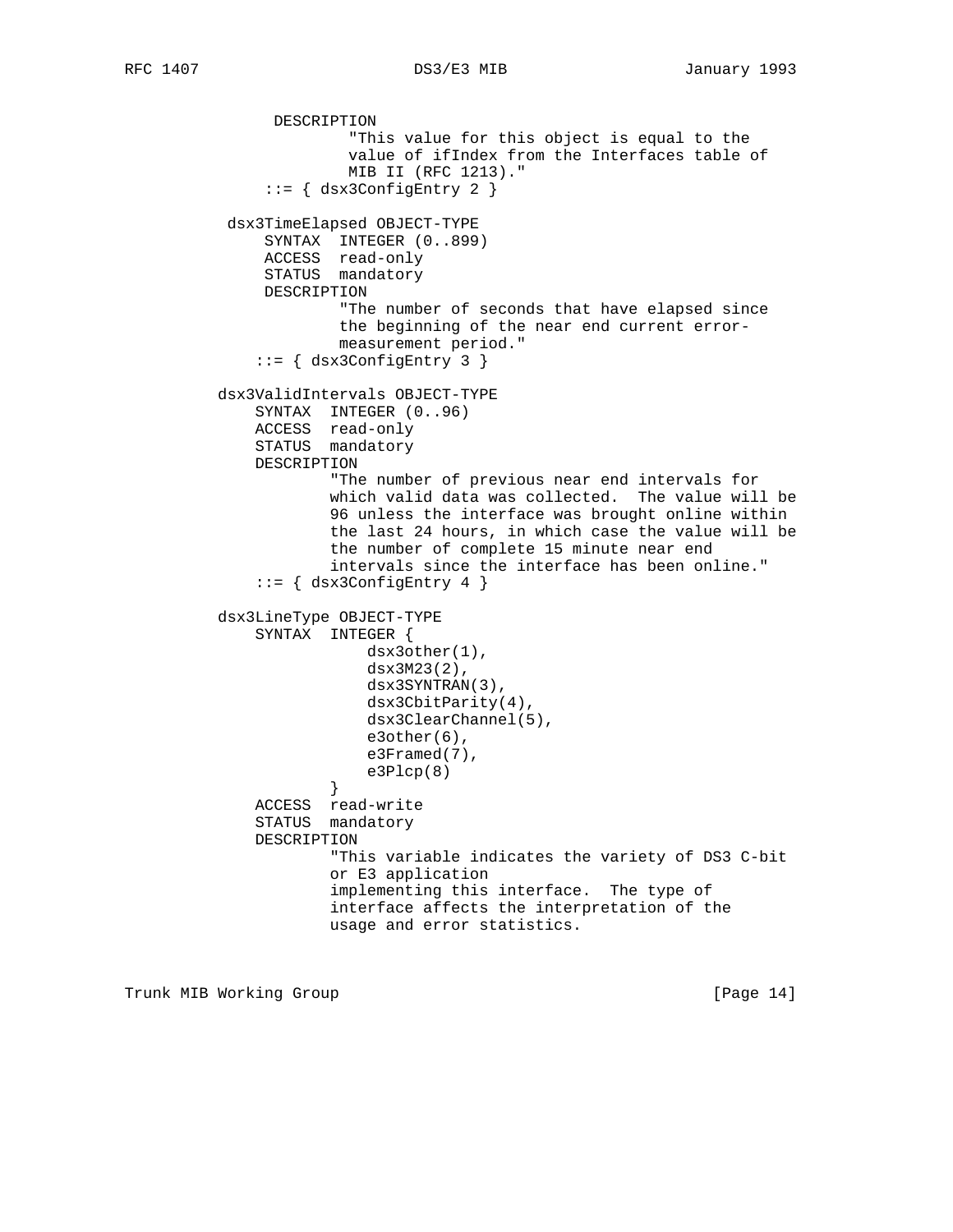```
             DESCRIPTION
                     "This value for this object is equal to the
                     value of ifIndex from the Interfaces table of
                     MIB II (RFC 1213)."
                ::= { dsx3ConfigEntry 2 }

          dsx3TimeElapsed OBJECT-TYPE
               SYNTAX  INTEGER (0..899)
               ACCESS  read-only
               STATUS  mandatory
               DESCRIPTION
                       "The number of seconds that have elapsed since
                       the beginning of the near end current error-
                       measurement period."
              ::= { dsx3ConfigEntry 3 }

         dsx3ValidIntervals OBJECT-TYPE
             SYNTAX  INTEGER (0..96)
             ACCESS  read-only
             STATUS  mandatory
             DESCRIPTION
                     "The number of previous near end intervals for
                     which valid data was collected.  The value will be
                     96 unless the interface was brought online within
                     the last 24 hours, in which case the value will be
                     the number of complete 15 minute near end
                     intervals since the interface has been online."
             ::= { dsx3ConfigEntry 4 }

         dsx3LineType OBJECT-TYPE
             SYNTAX  INTEGER {
                         dsx3other(1),
                         dsx3M23(2),
                         dsx3SYNTRAN(3),
                         dsx3CbitParity(4),
                         dsx3ClearChannel(5),
                         e3other(6),
                         e3Framed(7),
                         e3Plcp(8)
                     }
             ACCESS  read-write
             STATUS  mandatory
             DESCRIPTION
                     "This variable indicates the variety of DS3 C-bit
                     or E3 application
                     implementing this interface.  The type of
                     interface affects the interpretation of the
                     usage and error statistics.
```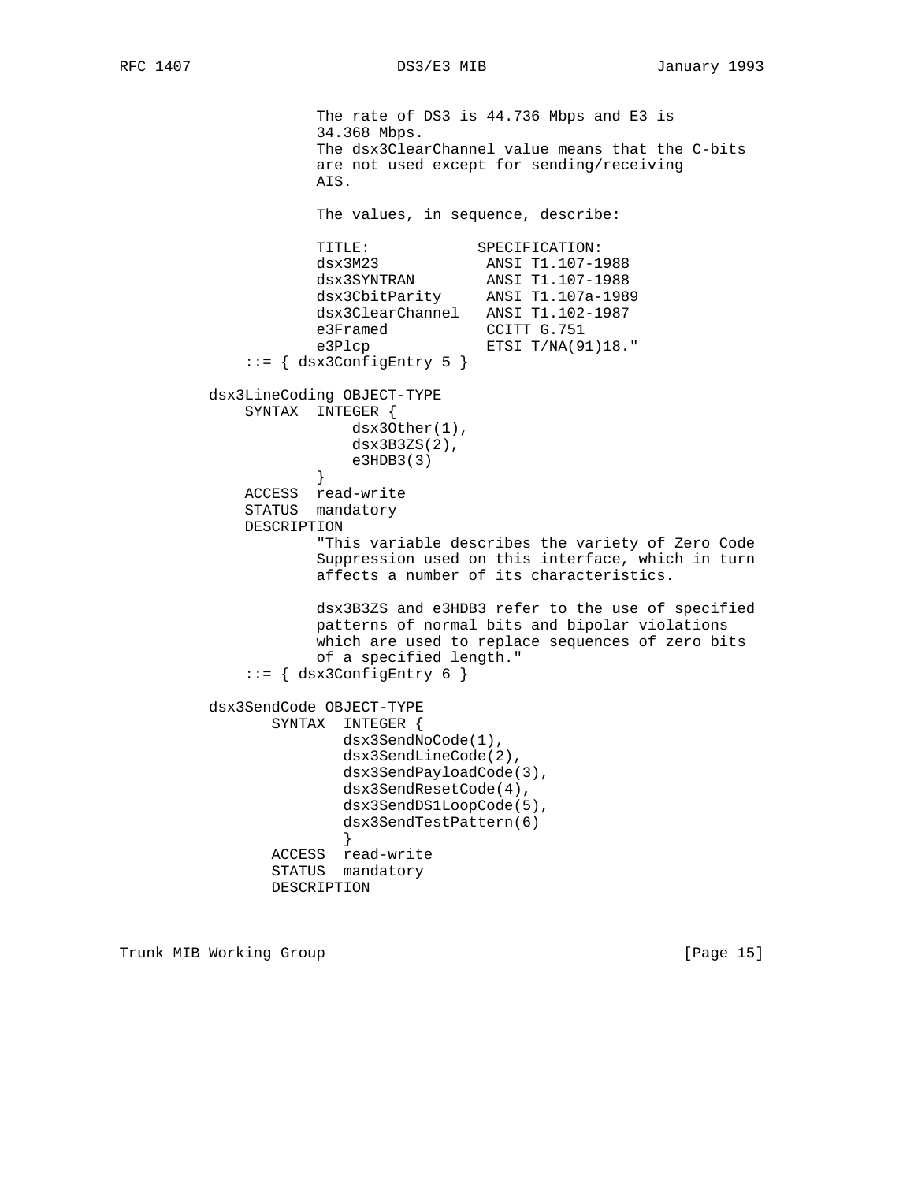```
                The rate of DS3 is 44.736 Mbps and E3 is
                34.368 Mbps.
                The dsx3ClearChannel value means that the C-bits
                are not used except for sending/receiving
                AIS.

                The values, in sequence, describe:

                TITLE:            SPECIFICATION:
                dsx3M23            ANSI T1.107-1988
                dsx3SYNTRAN        ANSI T1.107-1988
                dsx3CbitParity     ANSI T1.107a-1989
                dsx3ClearChannel   ANSI T1.102-1987
                e3Framed           CCITT G.751
                e3Plcp             ETSI T/NA(91)18."
        ::= { dsx3ConfigEntry 5 }

    dsx3LineCoding OBJECT-TYPE
        SYNTAX  INTEGER {
                    dsx3Other(1),
                    dsx3B3ZS(2),
                    e3HDB3(3)
                }
        ACCESS  read-write
        STATUS  mandatory
        DESCRIPTION
                "This variable describes the variety of Zero Code
                Suppression used on this interface, which in turn
                affects a number of its characteristics.

                dsx3B3ZS and e3HDB3 refer to the use of specified
                patterns of normal bits and bipolar violations
                which are used to replace sequences of zero bits
                of a specified length."
        ::= { dsx3ConfigEntry 6 }

    dsx3SendCode OBJECT-TYPE
           SYNTAX  INTEGER {
                   dsx3SendNoCode(1),
                   dsx3SendLineCode(2),
                   dsx3SendPayloadCode(3),
                   dsx3SendResetCode(4),
                   dsx3SendDS1LoopCode(5),
                   dsx3SendTestPattern(6)
                   }
           ACCESS  read-write
           STATUS  mandatory
           DESCRIPTION
```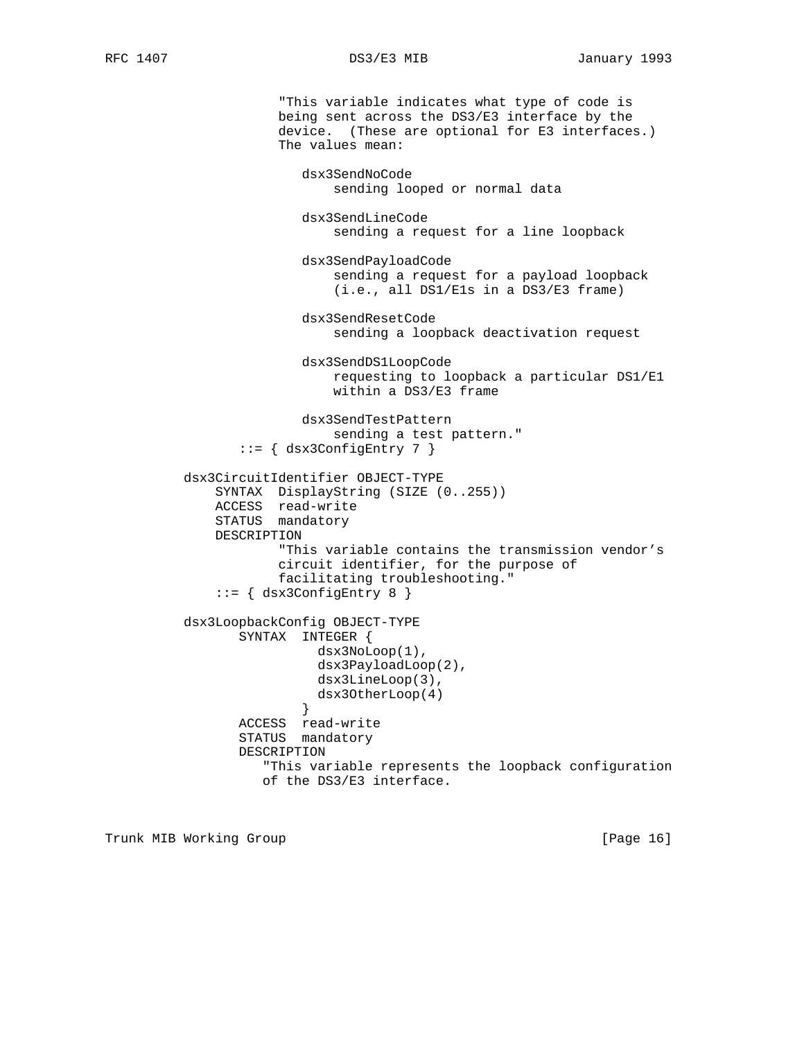```
                   "This variable indicates what type of code is
                   being sent across the DS3/E3 interface by the
                   device.  (These are optional for E3 interfaces.)
                   The values mean:

                      dsx3SendNoCode
                          sending looped or normal data

                      dsx3SendLineCode
                          sending a request for a line loopback

                      dsx3SendPayloadCode
                          sending a request for a payload loopback
                          (i.e., all DS1/E1s in a DS3/E3 frame)

                      dsx3SendResetCode
                          sending a loopback deactivation request

                      dsx3SendDS1LoopCode
                          requesting to loopback a particular DS1/E1
                          within a DS3/E3 frame

                      dsx3SendTestPattern
                          sending a test pattern."
              ::= { dsx3ConfigEntry 7 }

          dsx3CircuitIdentifier OBJECT-TYPE
              SYNTAX  DisplayString (SIZE (0..255))
              ACCESS  read-write
              STATUS  mandatory
              DESCRIPTION
                      "This variable contains the transmission vendor's
                      circuit identifier, for the purpose of
                      facilitating troubleshooting."
              ::= { dsx3ConfigEntry 8 }

          dsx3LoopbackConfig OBJECT-TYPE
                 SYNTAX  INTEGER {
                           dsx3NoLoop(1),
                           dsx3PayloadLoop(2),
                           dsx3LineLoop(3),
                           dsx3OtherLoop(4)
                         }
                 ACCESS  read-write
                 STATUS  mandatory
                 DESCRIPTION
                    "This variable represents the loopback configuration
                    of the DS3/E3 interface.
```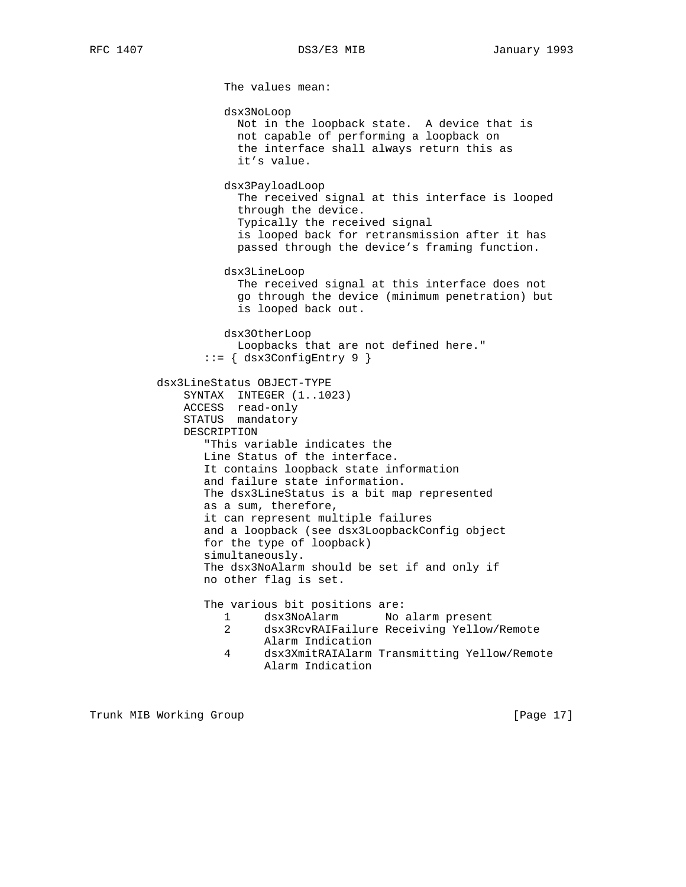```
                 The values mean:

                 dsx3NoLoop
                   Not in the loopback state.  A device that is
                   not capable of performing a loopback on
                   the interface shall always return this as
                   it's value.

                 dsx3PayloadLoop
                   The received signal at this interface is looped
                   through the device.
                   Typically the received signal
                   is looped back for retransmission after it has
                   passed through the device's framing function.

                 dsx3LineLoop
                   The received signal at this interface does not
                   go through the device (minimum penetration) but
                   is looped back out.

                 dsx3OtherLoop
                   Loopbacks that are not defined here."
              ::= { dsx3ConfigEntry 9 }

       dsx3LineStatus OBJECT-TYPE
           SYNTAX  INTEGER (1..1023)
           ACCESS  read-only
           STATUS  mandatory
           DESCRIPTION
              "This variable indicates the
              Line Status of the interface.
              It contains loopback state information
              and failure state information.
              The dsx3LineStatus is a bit map represented
              as a sum, therefore,
              it can represent multiple failures
              and a loopback (see dsx3LoopbackConfig object
              for the type of loopback)
              simultaneously.
              The dsx3NoAlarm should be set if and only if
              no other flag is set.

              The various bit positions are:
                 1     dsx3NoAlarm       No alarm present
                 2     dsx3RcvRAIFailure Receiving Yellow/Remote
                       Alarm Indication
                 4     dsx3XmitRAIAlarm Transmitting Yellow/Remote
                       Alarm Indication
```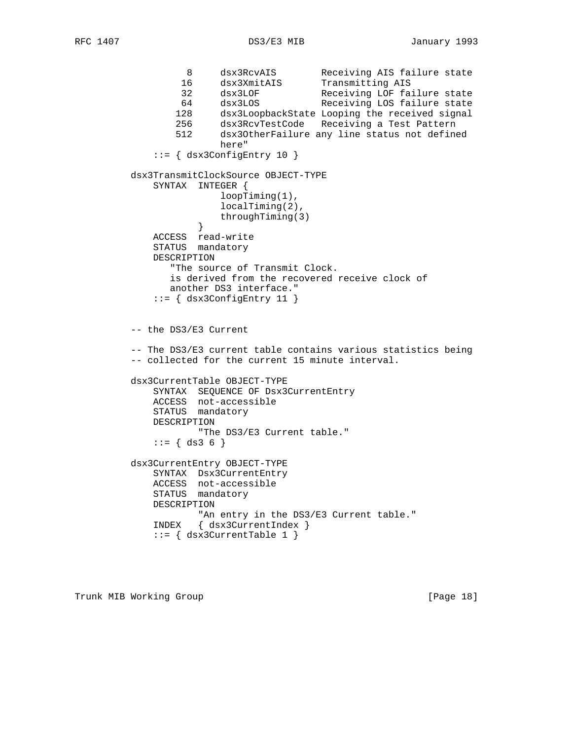```
                  8     dsx3RcvAIS        Receiving AIS failure state
                 16     dsx3XmitAIS       Transmitting AIS
                 32     dsx3LOF           Receiving LOF failure state
                 64     dsx3LOS           Receiving LOS failure state
                128     dsx3LoopbackState Looping the received signal
                256     dsx3RcvTestCode   Receiving a Test Pattern
                512     dsx3OtherFailure any line status not defined
                        here"
            ::= { dsx3ConfigEntry 10 }

        dsx3TransmitClockSource OBJECT-TYPE
            SYNTAX  INTEGER {
                        loopTiming(1),
                        localTiming(2),
                        throughTiming(3)
                    }
            ACCESS  read-write
            STATUS  mandatory
            DESCRIPTION
               "The source of Transmit Clock.
               is derived from the recovered receive clock of
               another DS3 interface."
            ::= { dsx3ConfigEntry 11 }


        -- the DS3/E3 Current

        -- The DS3/E3 current table contains various statistics being
        -- collected for the current 15 minute interval.

        dsx3CurrentTable OBJECT-TYPE
            SYNTAX  SEQUENCE OF Dsx3CurrentEntry
            ACCESS  not-accessible
            STATUS  mandatory
            DESCRIPTION
                    "The DS3/E3 Current table."
            ::= { ds3 6 }

        dsx3CurrentEntry OBJECT-TYPE
            SYNTAX  Dsx3CurrentEntry
            ACCESS  not-accessible
            STATUS  mandatory
            DESCRIPTION
                    "An entry in the DS3/E3 Current table."
            INDEX   { dsx3CurrentIndex }
            ::= { dsx3CurrentTable 1 }
```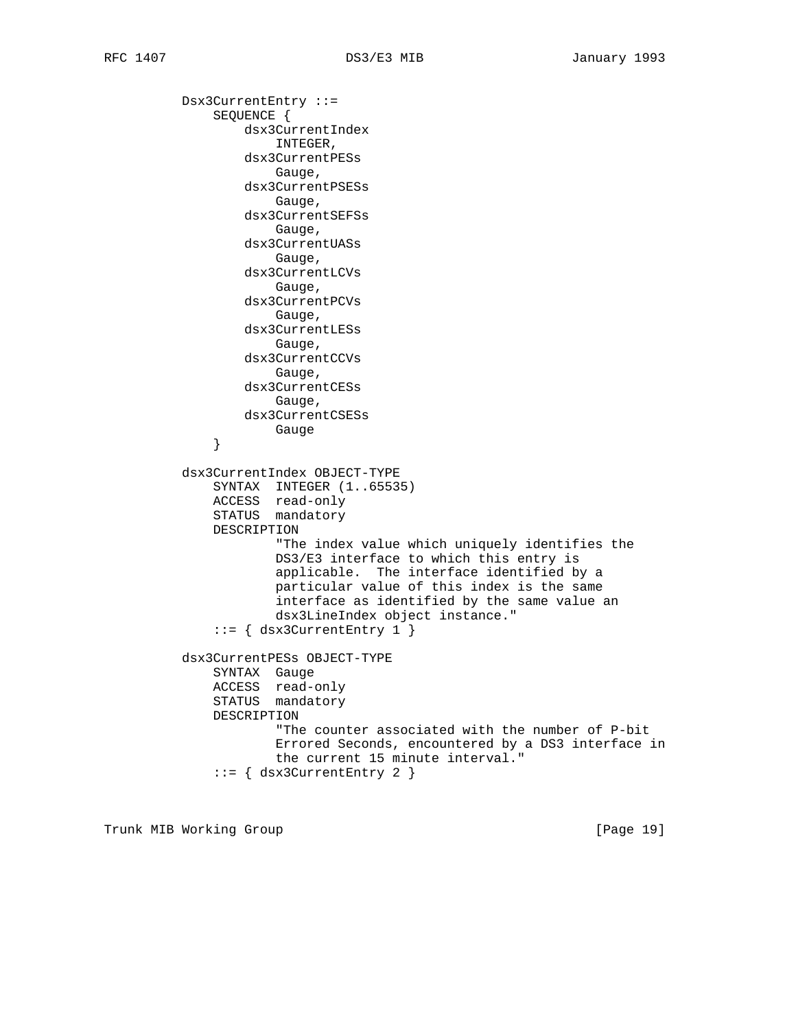```
Dsx3CurrentEntry ::=
    SEQUENCE {
        dsx3CurrentIndex
            INTEGER,
        dsx3CurrentPESs
            Gauge,
        dsx3CurrentPSESs
            Gauge,
        dsx3CurrentSEFSs
            Gauge,
        dsx3CurrentUASs
            Gauge,
        dsx3CurrentLCVs
            Gauge,
        dsx3CurrentPCVs
            Gauge,
        dsx3CurrentLESs
            Gauge,
        dsx3CurrentCCVs
            Gauge,
        dsx3CurrentCESs
            Gauge,
        dsx3CurrentCSESs
            Gauge
    }

dsx3CurrentIndex OBJECT-TYPE
    SYNTAX  INTEGER (1..65535)
    ACCESS  read-only
    STATUS  mandatory
    DESCRIPTION
            "The index value which uniquely identifies the
            DS3/E3 interface to which this entry is
            applicable.  The interface identified by a
            particular value of this index is the same
            interface as identified by the same value an
            dsx3LineIndex object instance."
    ::= { dsx3CurrentEntry 1 }

dsx3CurrentPESs OBJECT-TYPE
    SYNTAX  Gauge
    ACCESS  read-only
    STATUS  mandatory
    DESCRIPTION
            "The counter associated with the number of P-bit
            Errored Seconds, encountered by a DS3 interface in
            the current 15 minute interval."
    ::= { dsx3CurrentEntry 2 }
```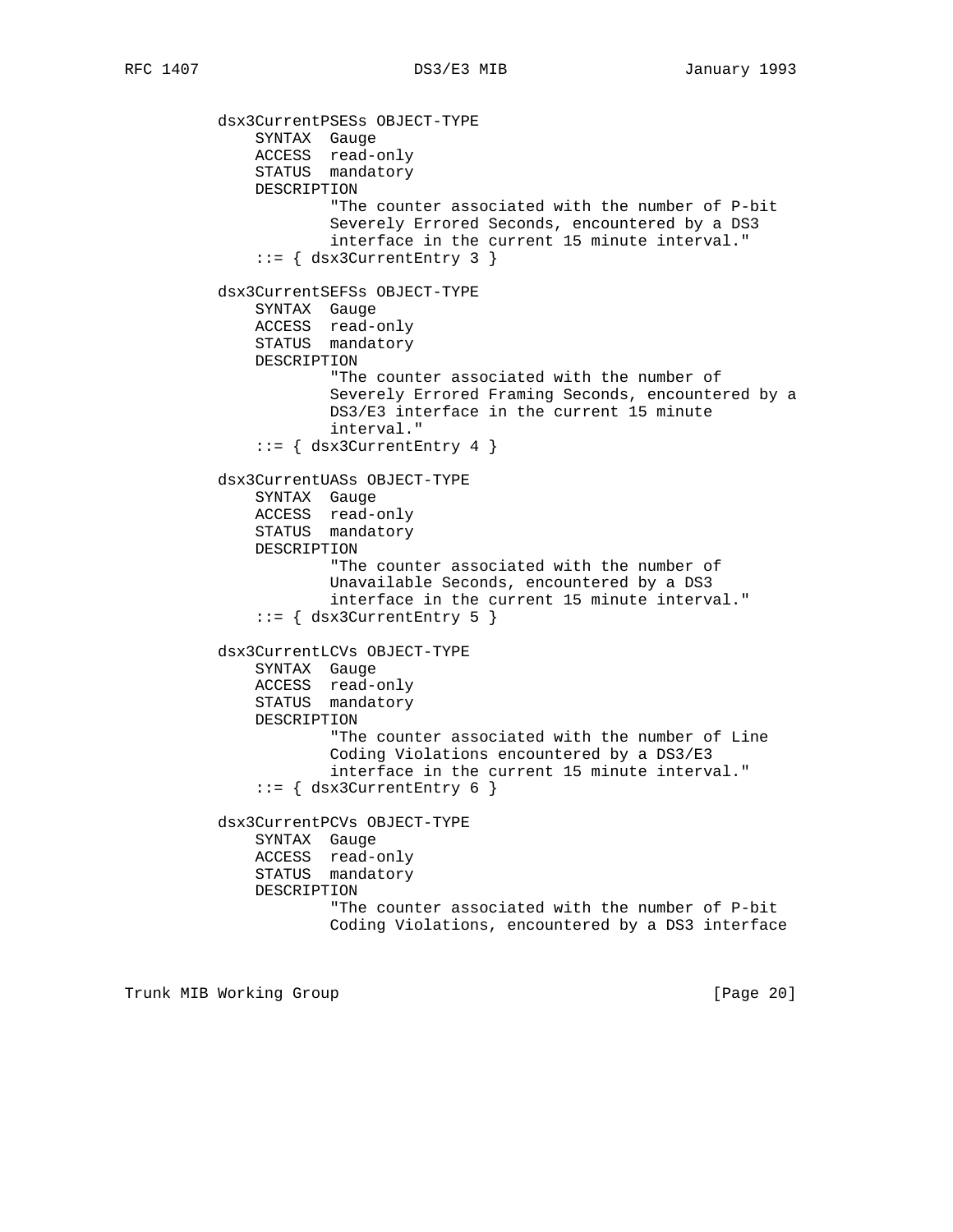```
dsx3CurrentPSESs OBJECT-TYPE
    SYNTAX  Gauge
    ACCESS  read-only
    STATUS  mandatory
    DESCRIPTION
            "The counter associated with the number of P-bit
            Severely Errored Seconds, encountered by a DS3
            interface in the current 15 minute interval."
    ::= { dsx3CurrentEntry 3 }

dsx3CurrentSEFSs OBJECT-TYPE
    SYNTAX  Gauge
    ACCESS  read-only
    STATUS  mandatory
    DESCRIPTION
            "The counter associated with the number of
            Severely Errored Framing Seconds, encountered by a
            DS3/E3 interface in the current 15 minute
            interval."
    ::= { dsx3CurrentEntry 4 }

dsx3CurrentUASs OBJECT-TYPE
    SYNTAX  Gauge
    ACCESS  read-only
    STATUS  mandatory
    DESCRIPTION
            "The counter associated with the number of
            Unavailable Seconds, encountered by a DS3
            interface in the current 15 minute interval."
    ::= { dsx3CurrentEntry 5 }

dsx3CurrentLCVs OBJECT-TYPE
    SYNTAX  Gauge
    ACCESS  read-only
    STATUS  mandatory
    DESCRIPTION
            "The counter associated with the number of Line
            Coding Violations encountered by a DS3/E3
            interface in the current 15 minute interval."
    ::= { dsx3CurrentEntry 6 }

dsx3CurrentPCVs OBJECT-TYPE
    SYNTAX  Gauge
    ACCESS  read-only
    STATUS  mandatory
    DESCRIPTION
            "The counter associated with the number of P-bit
            Coding Violations, encountered by a DS3 interface
```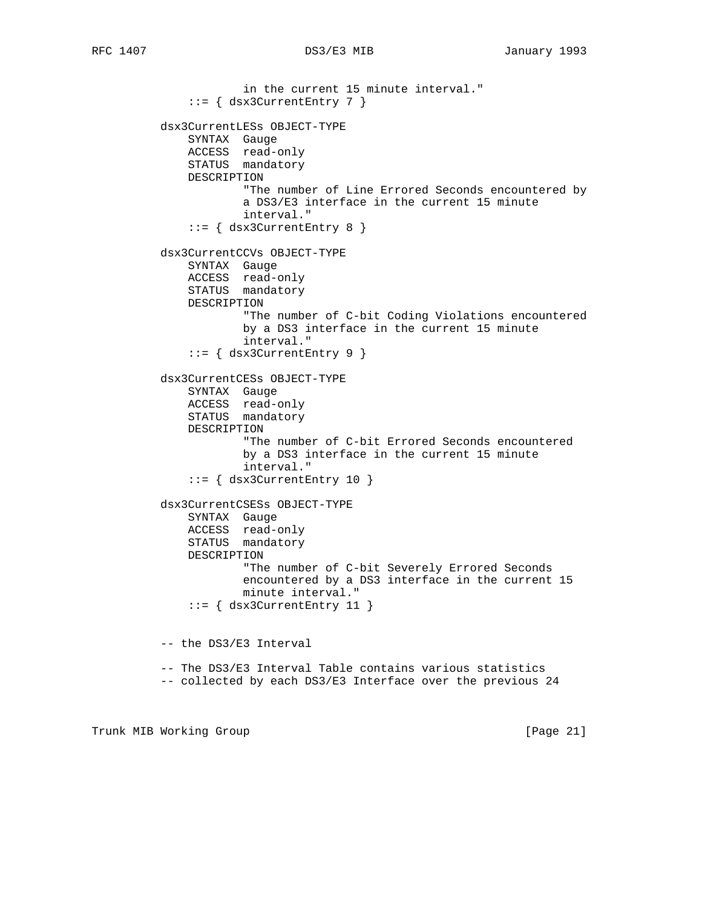```
                 in the current 15 minute interval."
         ::= { dsx3CurrentEntry 7 }

     dsx3CurrentLESs OBJECT-TYPE
         SYNTAX  Gauge
         ACCESS  read-only
         STATUS  mandatory
         DESCRIPTION
                 "The number of Line Errored Seconds encountered by
                 a DS3/E3 interface in the current 15 minute
                 interval."
         ::= { dsx3CurrentEntry 8 }

     dsx3CurrentCCVs OBJECT-TYPE
         SYNTAX  Gauge
         ACCESS  read-only
         STATUS  mandatory
         DESCRIPTION
                 "The number of C-bit Coding Violations encountered
                 by a DS3 interface in the current 15 minute
                 interval."
         ::= { dsx3CurrentEntry 9 }

     dsx3CurrentCESs OBJECT-TYPE
         SYNTAX  Gauge
         ACCESS  read-only
         STATUS  mandatory
         DESCRIPTION
                 "The number of C-bit Errored Seconds encountered
                 by a DS3 interface in the current 15 minute
                 interval."
         ::= { dsx3CurrentEntry 10 }

     dsx3CurrentCSESs OBJECT-TYPE
         SYNTAX  Gauge
         ACCESS  read-only
         STATUS  mandatory
         DESCRIPTION
                 "The number of C-bit Severely Errored Seconds
                 encountered by a DS3 interface in the current 15
                 minute interval."
         ::= { dsx3CurrentEntry 11 }


     -- the DS3/E3 Interval

     -- The DS3/E3 Interval Table contains various statistics
     -- collected by each DS3/E3 Interface over the previous 24
```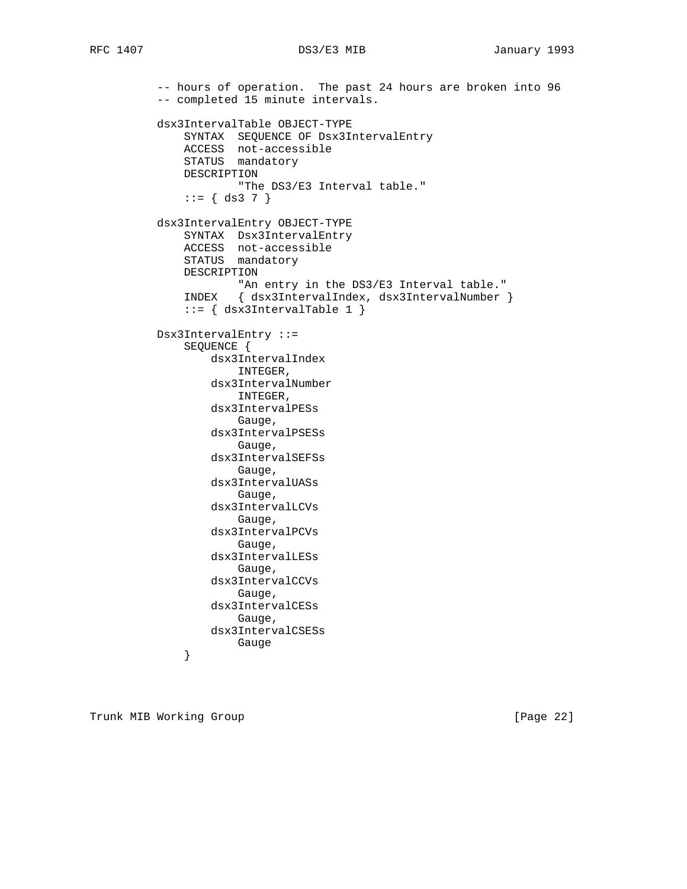```
          -- hours of operation.  The past 24 hours are broken into 96
          -- completed 15 minute intervals.

          dsx3IntervalTable OBJECT-TYPE
              SYNTAX  SEQUENCE OF Dsx3IntervalEntry
              ACCESS  not-accessible
              STATUS  mandatory
              DESCRIPTION
                      "The DS3/E3 Interval table."
              ::= { ds3 7 }

          dsx3IntervalEntry OBJECT-TYPE
              SYNTAX  Dsx3IntervalEntry
              ACCESS  not-accessible
              STATUS  mandatory
              DESCRIPTION
                      "An entry in the DS3/E3 Interval table."
              INDEX   { dsx3IntervalIndex, dsx3IntervalNumber }
              ::= { dsx3IntervalTable 1 }

          Dsx3IntervalEntry ::=
              SEQUENCE {
                  dsx3IntervalIndex
                      INTEGER,
                  dsx3IntervalNumber
                      INTEGER,
                  dsx3IntervalPESs
                      Gauge,
                  dsx3IntervalPSESs
                      Gauge,
                  dsx3IntervalSEFSs
                      Gauge,
                  dsx3IntervalUASs
                      Gauge,
                  dsx3IntervalLCVs
                      Gauge,
                  dsx3IntervalPCVs
                      Gauge,
                  dsx3IntervalLESs
                      Gauge,
                  dsx3IntervalCCVs
                      Gauge,
                  dsx3IntervalCESs
                      Gauge,
                  dsx3IntervalCSESs
                      Gauge
              }
```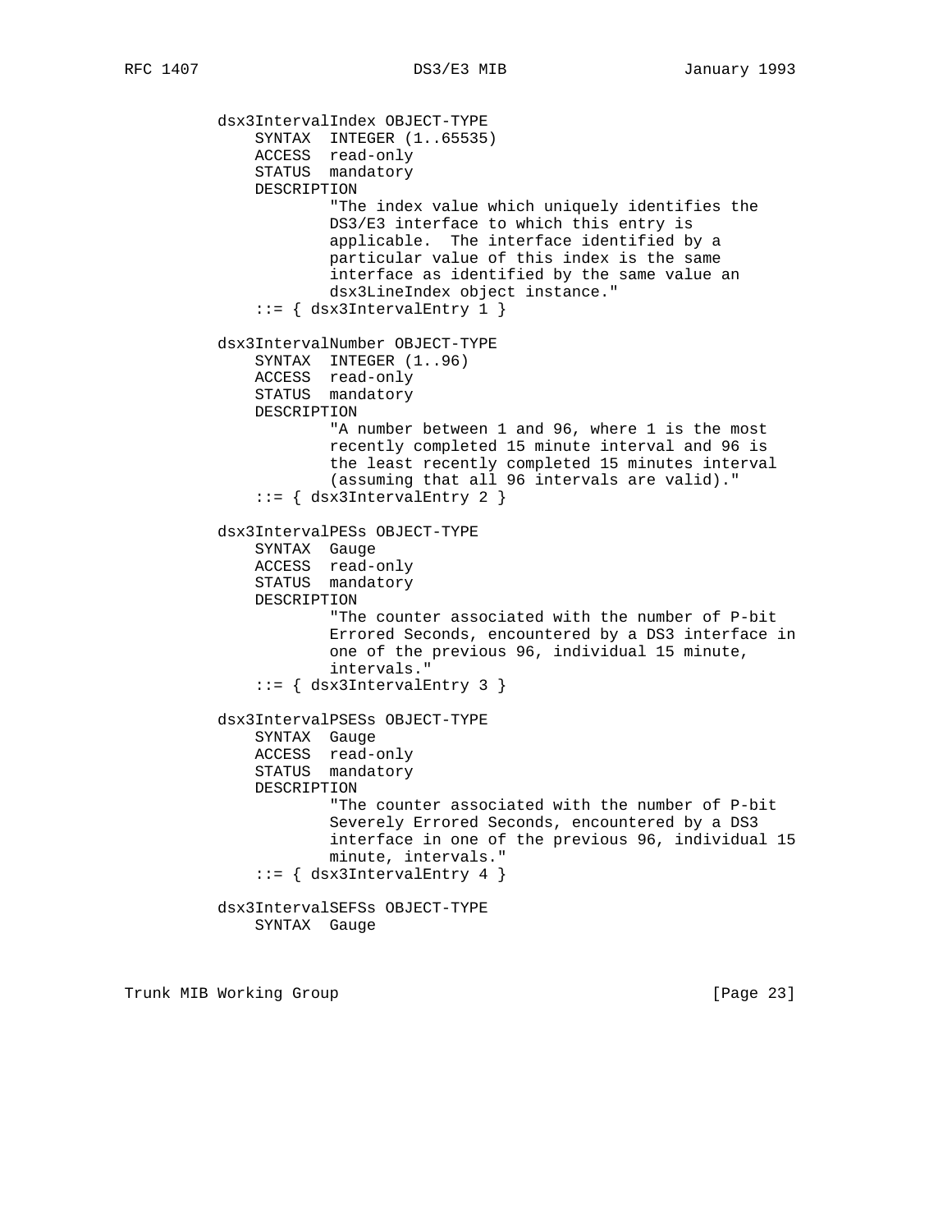```
          dsx3IntervalIndex OBJECT-TYPE
              SYNTAX  INTEGER (1..65535)
              ACCESS  read-only
              STATUS  mandatory
              DESCRIPTION
                      "The index value which uniquely identifies the
                      DS3/E3 interface to which this entry is
                      applicable.  The interface identified by a
                      particular value of this index is the same
                      interface as identified by the same value an
                      dsx3LineIndex object instance."
              ::= { dsx3IntervalEntry 1 }

          dsx3IntervalNumber OBJECT-TYPE
              SYNTAX  INTEGER (1..96)
              ACCESS  read-only
              STATUS  mandatory
              DESCRIPTION
                      "A number between 1 and 96, where 1 is the most
                      recently completed 15 minute interval and 96 is
                      the least recently completed 15 minutes interval
                      (assuming that all 96 intervals are valid)."
              ::= { dsx3IntervalEntry 2 }

          dsx3IntervalPESs OBJECT-TYPE
              SYNTAX  Gauge
              ACCESS  read-only
              STATUS  mandatory
              DESCRIPTION
                      "The counter associated with the number of P-bit
                      Errored Seconds, encountered by a DS3 interface in
                      one of the previous 96, individual 15 minute,
                      intervals."
              ::= { dsx3IntervalEntry 3 }

          dsx3IntervalPSESs OBJECT-TYPE
              SYNTAX  Gauge
              ACCESS  read-only
              STATUS  mandatory
              DESCRIPTION
                      "The counter associated with the number of P-bit
                      Severely Errored Seconds, encountered by a DS3
                      interface in one of the previous 96, individual 15
                      minute, intervals."
              ::= { dsx3IntervalEntry 4 }

          dsx3IntervalSEFSs OBJECT-TYPE
              SYNTAX  Gauge
```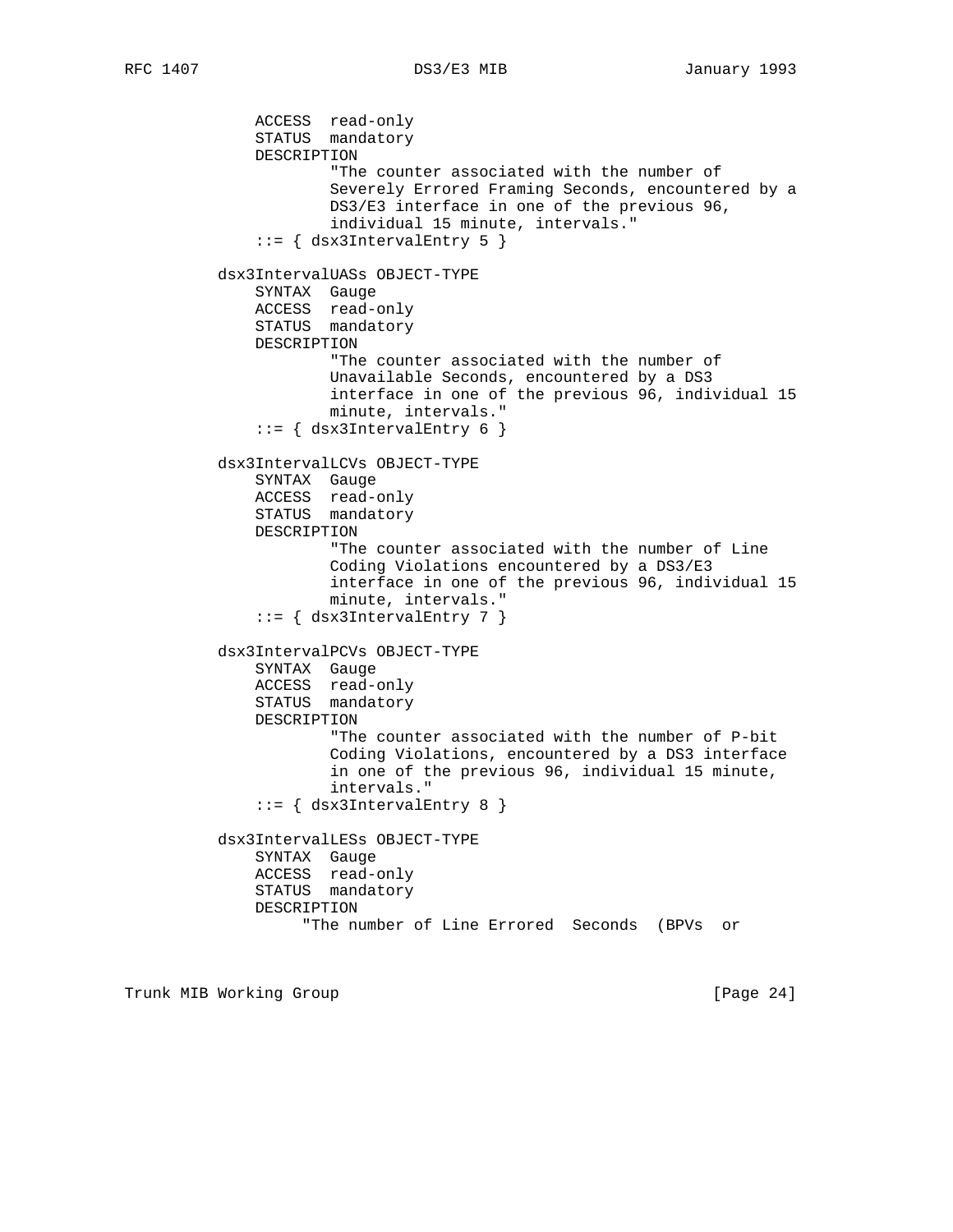```
             ACCESS  read-only
             STATUS  mandatory
             DESCRIPTION
                     "The counter associated with the number of
                     Severely Errored Framing Seconds, encountered by a
                     DS3/E3 interface in one of the previous 96,
                     individual 15 minute, intervals."
             ::= { dsx3IntervalEntry 5 }

         dsx3IntervalUASs OBJECT-TYPE
             SYNTAX  Gauge
             ACCESS  read-only
             STATUS  mandatory
             DESCRIPTION
                     "The counter associated with the number of
                     Unavailable Seconds, encountered by a DS3
                     interface in one of the previous 96, individual 15
                     minute, intervals."
             ::= { dsx3IntervalEntry 6 }

         dsx3IntervalLCVs OBJECT-TYPE
             SYNTAX  Gauge
             ACCESS  read-only
             STATUS  mandatory
             DESCRIPTION
                     "The counter associated with the number of Line
                     Coding Violations encountered by a DS3/E3
                     interface in one of the previous 96, individual 15
                     minute, intervals."
             ::= { dsx3IntervalEntry 7 }

         dsx3IntervalPCVs OBJECT-TYPE
             SYNTAX  Gauge
             ACCESS  read-only
             STATUS  mandatory
             DESCRIPTION
                     "The counter associated with the number of P-bit
                     Coding Violations, encountered by a DS3 interface
                     in one of the previous 96, individual 15 minute,
                     intervals."
             ::= { dsx3IntervalEntry 8 }

         dsx3IntervalLESs OBJECT-TYPE
             SYNTAX  Gauge
             ACCESS  read-only
             STATUS  mandatory
             DESCRIPTION
                  "The number of Line Errored  Seconds  (BPVs  or
```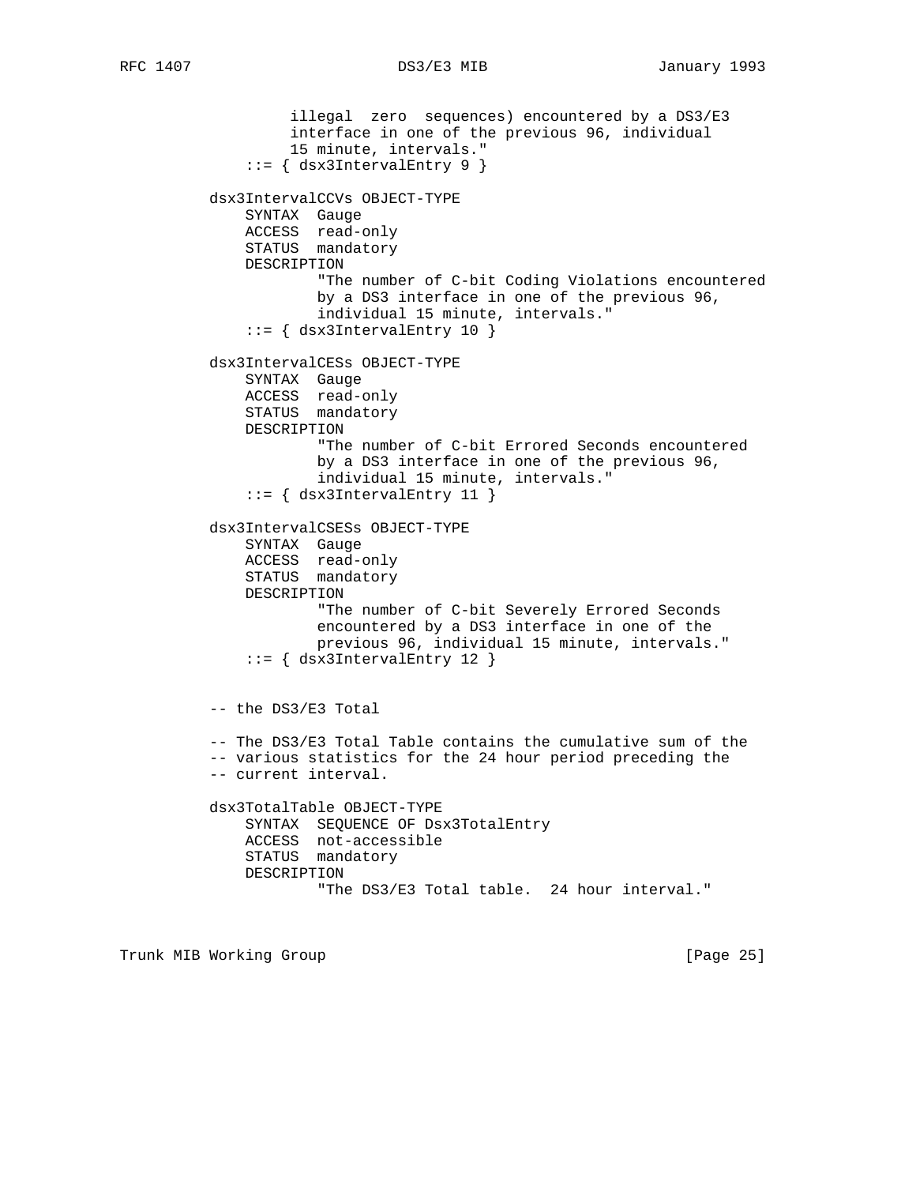```
                illegal  zero  sequences) encountered by a DS3/E3
                interface in one of the previous 96, individual
                15 minute, intervals."
           ::= { dsx3IntervalEntry 9 }

       dsx3IntervalCCVs OBJECT-TYPE
           SYNTAX  Gauge
           ACCESS  read-only
           STATUS  mandatory
           DESCRIPTION
                   "The number of C-bit Coding Violations encountered
                   by a DS3 interface in one of the previous 96,
                   individual 15 minute, intervals."
           ::= { dsx3IntervalEntry 10 }

       dsx3IntervalCESs OBJECT-TYPE
           SYNTAX  Gauge
           ACCESS  read-only
           STATUS  mandatory
           DESCRIPTION
                   "The number of C-bit Errored Seconds encountered
                   by a DS3 interface in one of the previous 96,
                   individual 15 minute, intervals."
           ::= { dsx3IntervalEntry 11 }

       dsx3IntervalCSESs OBJECT-TYPE
           SYNTAX  Gauge
           ACCESS  read-only
           STATUS  mandatory
           DESCRIPTION
                   "The number of C-bit Severely Errored Seconds
                   encountered by a DS3 interface in one of the
                   previous 96, individual 15 minute, intervals."
           ::= { dsx3IntervalEntry 12 }


       -- the DS3/E3 Total

       -- The DS3/E3 Total Table contains the cumulative sum of the
       -- various statistics for the 24 hour period preceding the
       -- current interval.

       dsx3TotalTable OBJECT-TYPE
           SYNTAX  SEQUENCE OF Dsx3TotalEntry
           ACCESS  not-accessible
           STATUS  mandatory
           DESCRIPTION
                   "The DS3/E3 Total table.  24 hour interval."
```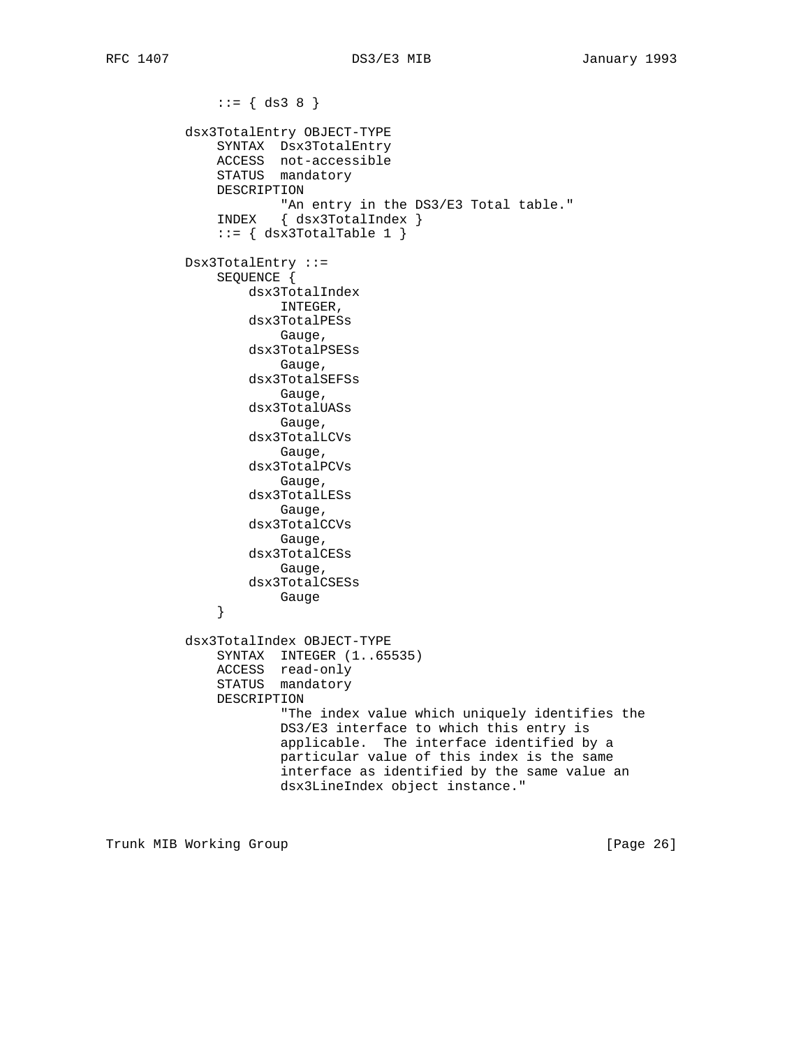```
            ::= { ds3 8 }

        dsx3TotalEntry OBJECT-TYPE
            SYNTAX  Dsx3TotalEntry
            ACCESS  not-accessible
            STATUS  mandatory
            DESCRIPTION
                    "An entry in the DS3/E3 Total table."
            INDEX   { dsx3TotalIndex }
            ::= { dsx3TotalTable 1 }

        Dsx3TotalEntry ::=
            SEQUENCE {
                dsx3TotalIndex
                    INTEGER,
                dsx3TotalPESs
                    Gauge,
                dsx3TotalPSESs
                    Gauge,
                dsx3TotalSEFSs
                    Gauge,
                dsx3TotalUASs
                    Gauge,
                dsx3TotalLCVs
                    Gauge,
                dsx3TotalPCVs
                    Gauge,
                dsx3TotalLESs
                    Gauge,
                dsx3TotalCCVs
                    Gauge,
                dsx3TotalCESs
                    Gauge,
                dsx3TotalCSESs
                    Gauge
            }

        dsx3TotalIndex OBJECT-TYPE
            SYNTAX  INTEGER (1..65535)
            ACCESS  read-only
            STATUS  mandatory
            DESCRIPTION
                    "The index value which uniquely identifies the
                    DS3/E3 interface to which this entry is
                    applicable.  The interface identified by a
                    particular value of this index is the same
                    interface as identified by the same value an
                    dsx3LineIndex object instance."
```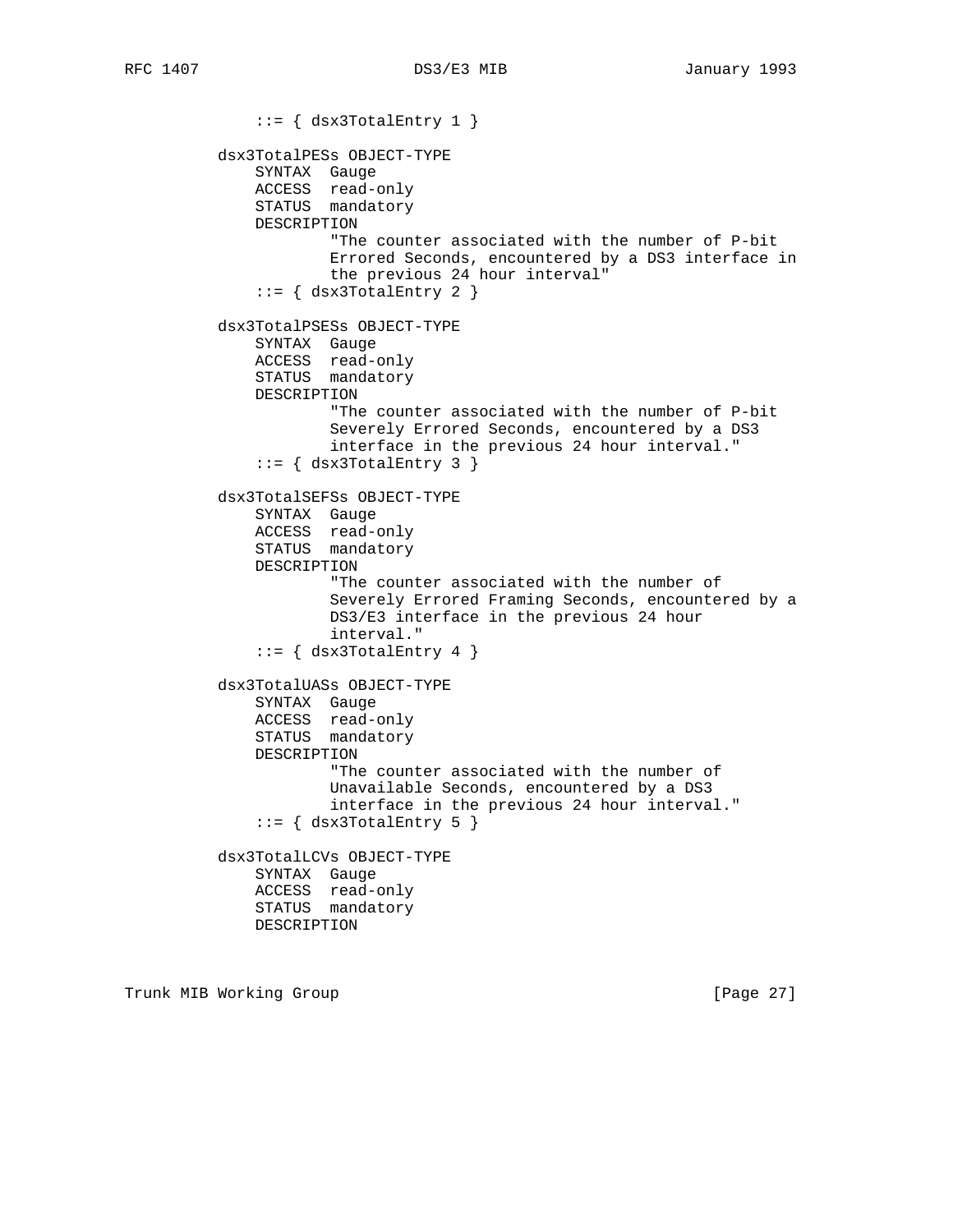```
              ::= { dsx3TotalEntry 1 }

          dsx3TotalPESs OBJECT-TYPE
              SYNTAX  Gauge
              ACCESS  read-only
              STATUS  mandatory
              DESCRIPTION
                      "The counter associated with the number of P-bit
                      Errored Seconds, encountered by a DS3 interface in
                      the previous 24 hour interval"
              ::= { dsx3TotalEntry 2 }

          dsx3TotalPSESs OBJECT-TYPE
              SYNTAX  Gauge
              ACCESS  read-only
              STATUS  mandatory
              DESCRIPTION
                      "The counter associated with the number of P-bit
                      Severely Errored Seconds, encountered by a DS3
                      interface in the previous 24 hour interval."
              ::= { dsx3TotalEntry 3 }

          dsx3TotalSEFSs OBJECT-TYPE
              SYNTAX  Gauge
              ACCESS  read-only
              STATUS  mandatory
              DESCRIPTION
                      "The counter associated with the number of
                      Severely Errored Framing Seconds, encountered by a
                      DS3/E3 interface in the previous 24 hour
                      interval."
              ::= { dsx3TotalEntry 4 }

          dsx3TotalUASs OBJECT-TYPE
              SYNTAX  Gauge
              ACCESS  read-only
              STATUS  mandatory
              DESCRIPTION
                      "The counter associated with the number of
                      Unavailable Seconds, encountered by a DS3
                      interface in the previous 24 hour interval."
              ::= { dsx3TotalEntry 5 }

          dsx3TotalLCVs OBJECT-TYPE
              SYNTAX  Gauge
              ACCESS  read-only
              STATUS  mandatory
              DESCRIPTION
```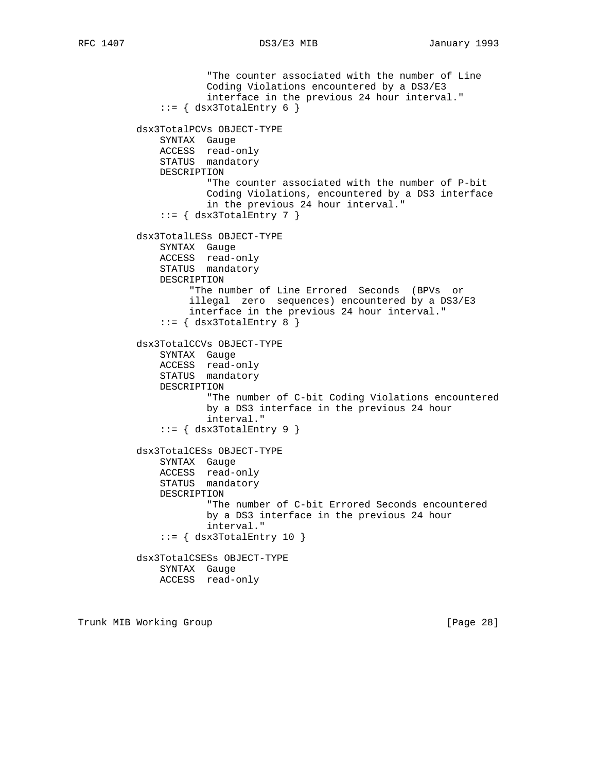```
                  "The counter associated with the number of Line
                  Coding Violations encountered by a DS3/E3
                  interface in the previous 24 hour interval."
          ::= { dsx3TotalEntry 6 }

      dsx3TotalPCVs OBJECT-TYPE
          SYNTAX  Gauge
          ACCESS  read-only
          STATUS  mandatory
          DESCRIPTION
                  "The counter associated with the number of P-bit
                  Coding Violations, encountered by a DS3 interface
                  in the previous 24 hour interval."
          ::= { dsx3TotalEntry 7 }

      dsx3TotalLESs OBJECT-TYPE
          SYNTAX  Gauge
          ACCESS  read-only
          STATUS  mandatory
          DESCRIPTION
               "The number of Line Errored  Seconds  (BPVs  or
               illegal  zero  sequences) encountered by a DS3/E3
               interface in the previous 24 hour interval."
          ::= { dsx3TotalEntry 8 }

      dsx3TotalCCVs OBJECT-TYPE
          SYNTAX  Gauge
          ACCESS  read-only
          STATUS  mandatory
          DESCRIPTION
                  "The number of C-bit Coding Violations encountered
                  by a DS3 interface in the previous 24 hour
                  interval."
          ::= { dsx3TotalEntry 9 }

      dsx3TotalCESs OBJECT-TYPE
          SYNTAX  Gauge
          ACCESS  read-only
          STATUS  mandatory
          DESCRIPTION
                  "The number of C-bit Errored Seconds encountered
                  by a DS3 interface in the previous 24 hour
                  interval."
          ::= { dsx3TotalEntry 10 }

      dsx3TotalCSESs OBJECT-TYPE
          SYNTAX  Gauge
          ACCESS  read-only
```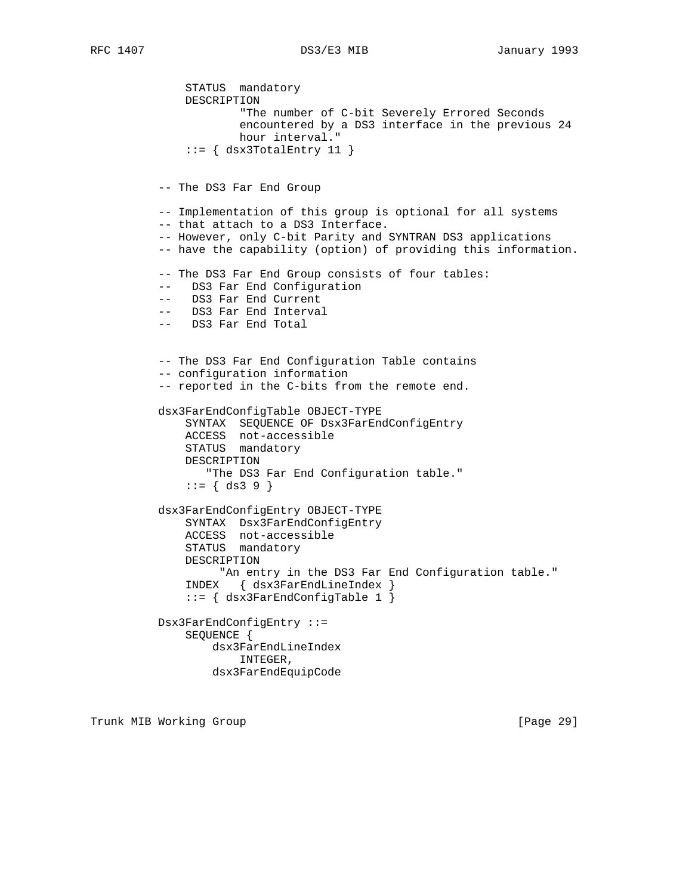```
    STATUS  mandatory
    DESCRIPTION
            "The number of C-bit Severely Errored Seconds
            encountered by a DS3 interface in the previous 24
            hour interval."
    ::= { dsx3TotalEntry 11 }


-- The DS3 Far End Group

-- Implementation of this group is optional for all systems
-- that attach to a DS3 Interface.
-- However, only C-bit Parity and SYNTRAN DS3 applications
-- have the capability (option) of providing this information.

-- The DS3 Far End Group consists of four tables:
--   DS3 Far End Configuration
--   DS3 Far End Current
--   DS3 Far End Interval
--   DS3 Far End Total


-- The DS3 Far End Configuration Table contains
-- configuration information
-- reported in the C-bits from the remote end.

dsx3FarEndConfigTable OBJECT-TYPE
    SYNTAX  SEQUENCE OF Dsx3FarEndConfigEntry
    ACCESS  not-accessible
    STATUS  mandatory
    DESCRIPTION
       "The DS3 Far End Configuration table."
    ::= { ds3 9 }

dsx3FarEndConfigEntry OBJECT-TYPE
    SYNTAX  Dsx3FarEndConfigEntry
    ACCESS  not-accessible
    STATUS  mandatory
    DESCRIPTION
         "An entry in the DS3 Far End Configuration table."
    INDEX   { dsx3FarEndLineIndex }
    ::= { dsx3FarEndConfigTable 1 }

Dsx3FarEndConfigEntry ::=
    SEQUENCE {
        dsx3FarEndLineIndex
            INTEGER,
        dsx3FarEndEquipCode
```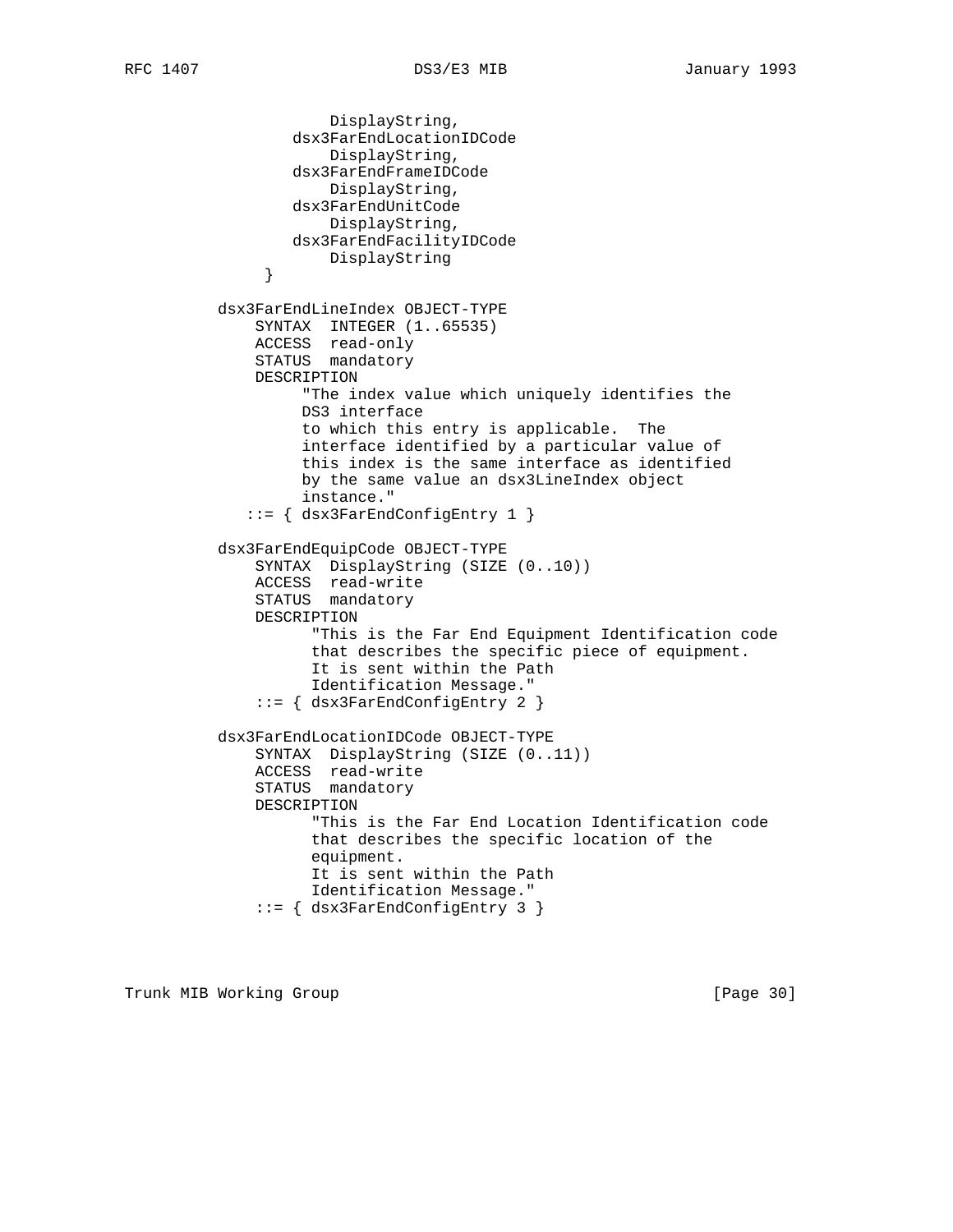```
                   DisplayString,
               dsx3FarEndLocationIDCode
                   DisplayString,
               dsx3FarEndFrameIDCode
                   DisplayString,
               dsx3FarEndUnitCode
                   DisplayString,
               dsx3FarEndFacilityIDCode
                   DisplayString
            }

          dsx3FarEndLineIndex OBJECT-TYPE
              SYNTAX  INTEGER (1..65535)
              ACCESS  read-only
              STATUS  mandatory
              DESCRIPTION
                   "The index value which uniquely identifies the
                   DS3 interface
                   to which this entry is applicable.  The
                   interface identified by a particular value of
                   this index is the same interface as identified
                   by the same value an dsx3LineIndex object
                   instance."
             ::= { dsx3FarEndConfigEntry 1 }

          dsx3FarEndEquipCode OBJECT-TYPE
              SYNTAX  DisplayString (SIZE (0..10))
              ACCESS  read-write
              STATUS  mandatory
              DESCRIPTION
                    "This is the Far End Equipment Identification code
                    that describes the specific piece of equipment.
                    It is sent within the Path
                    Identification Message."
              ::= { dsx3FarEndConfigEntry 2 }

          dsx3FarEndLocationIDCode OBJECT-TYPE
              SYNTAX  DisplayString (SIZE (0..11))
              ACCESS  read-write
              STATUS  mandatory
              DESCRIPTION
                    "This is the Far End Location Identification code
                    that describes the specific location of the
                    equipment.
                    It is sent within the Path
                    Identification Message."
              ::= { dsx3FarEndConfigEntry 3 }
```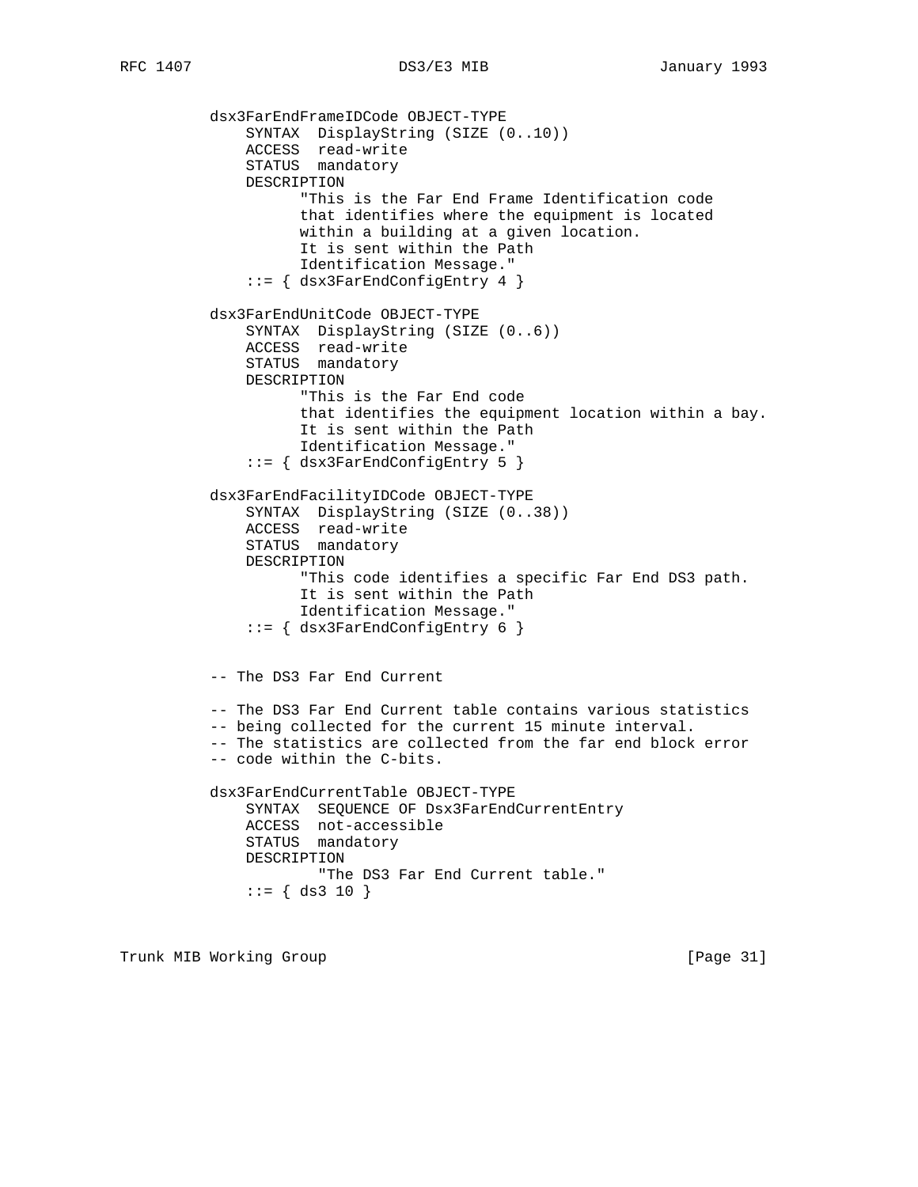```
          dsx3FarEndFrameIDCode OBJECT-TYPE
              SYNTAX  DisplayString (SIZE (0..10))
              ACCESS  read-write
              STATUS  mandatory
              DESCRIPTION
                     "This is the Far End Frame Identification code
                     that identifies where the equipment is located
                     within a building at a given location.
                     It is sent within the Path
                     Identification Message."
              ::= { dsx3FarEndConfigEntry 4 }

          dsx3FarEndUnitCode OBJECT-TYPE
              SYNTAX  DisplayString (SIZE (0..6))
              ACCESS  read-write
              STATUS  mandatory
              DESCRIPTION
                     "This is the Far End code
                     that identifies the equipment location within a bay.
                     It is sent within the Path
                     Identification Message."
              ::= { dsx3FarEndConfigEntry 5 }

          dsx3FarEndFacilityIDCode OBJECT-TYPE
              SYNTAX  DisplayString (SIZE (0..38))
              ACCESS  read-write
              STATUS  mandatory
              DESCRIPTION
                     "This code identifies a specific Far End DS3 path.
                     It is sent within the Path
                     Identification Message."
              ::= { dsx3FarEndConfigEntry 6 }


          -- The DS3 Far End Current

          -- The DS3 Far End Current table contains various statistics
          -- being collected for the current 15 minute interval.
          -- The statistics are collected from the far end block error
          -- code within the C-bits.

          dsx3FarEndCurrentTable OBJECT-TYPE
              SYNTAX  SEQUENCE OF Dsx3FarEndCurrentEntry
              ACCESS  not-accessible
              STATUS  mandatory
              DESCRIPTION
                        "The DS3 Far End Current table."
              ::= { ds3 10 }
```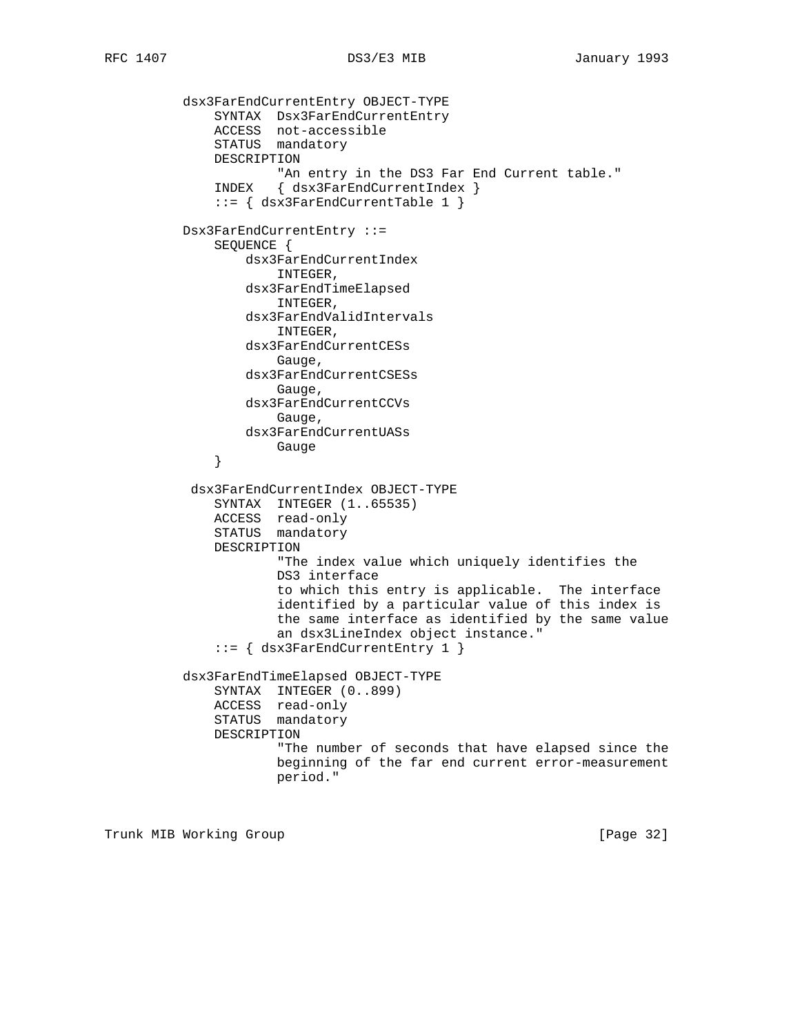```
          dsx3FarEndCurrentEntry OBJECT-TYPE
              SYNTAX  Dsx3FarEndCurrentEntry
              ACCESS  not-accessible
              STATUS  mandatory
              DESCRIPTION
                      "An entry in the DS3 Far End Current table."
              INDEX   { dsx3FarEndCurrentIndex }
              ::= { dsx3FarEndCurrentTable 1 }

          Dsx3FarEndCurrentEntry ::=
              SEQUENCE {
                  dsx3FarEndCurrentIndex
                      INTEGER,
                  dsx3FarEndTimeElapsed
                      INTEGER,
                  dsx3FarEndValidIntervals
                      INTEGER,
                  dsx3FarEndCurrentCESs
                      Gauge,
                  dsx3FarEndCurrentCSESs
                      Gauge,
                  dsx3FarEndCurrentCCVs
                      Gauge,
                  dsx3FarEndCurrentUASs
                      Gauge
              }

           dsx3FarEndCurrentIndex OBJECT-TYPE
              SYNTAX  INTEGER (1..65535)
              ACCESS  read-only
              STATUS  mandatory
              DESCRIPTION
                      "The index value which uniquely identifies the
                      DS3 interface
                      to which this entry is applicable.  The interface
                      identified by a particular value of this index is
                      the same interface as identified by the same value
                      an dsx3LineIndex object instance."
              ::= { dsx3FarEndCurrentEntry 1 }

          dsx3FarEndTimeElapsed OBJECT-TYPE
              SYNTAX  INTEGER (0..899)
              ACCESS  read-only
              STATUS  mandatory
              DESCRIPTION
                      "The number of seconds that have elapsed since the
                      beginning of the far end current error-measurement
                      period."
```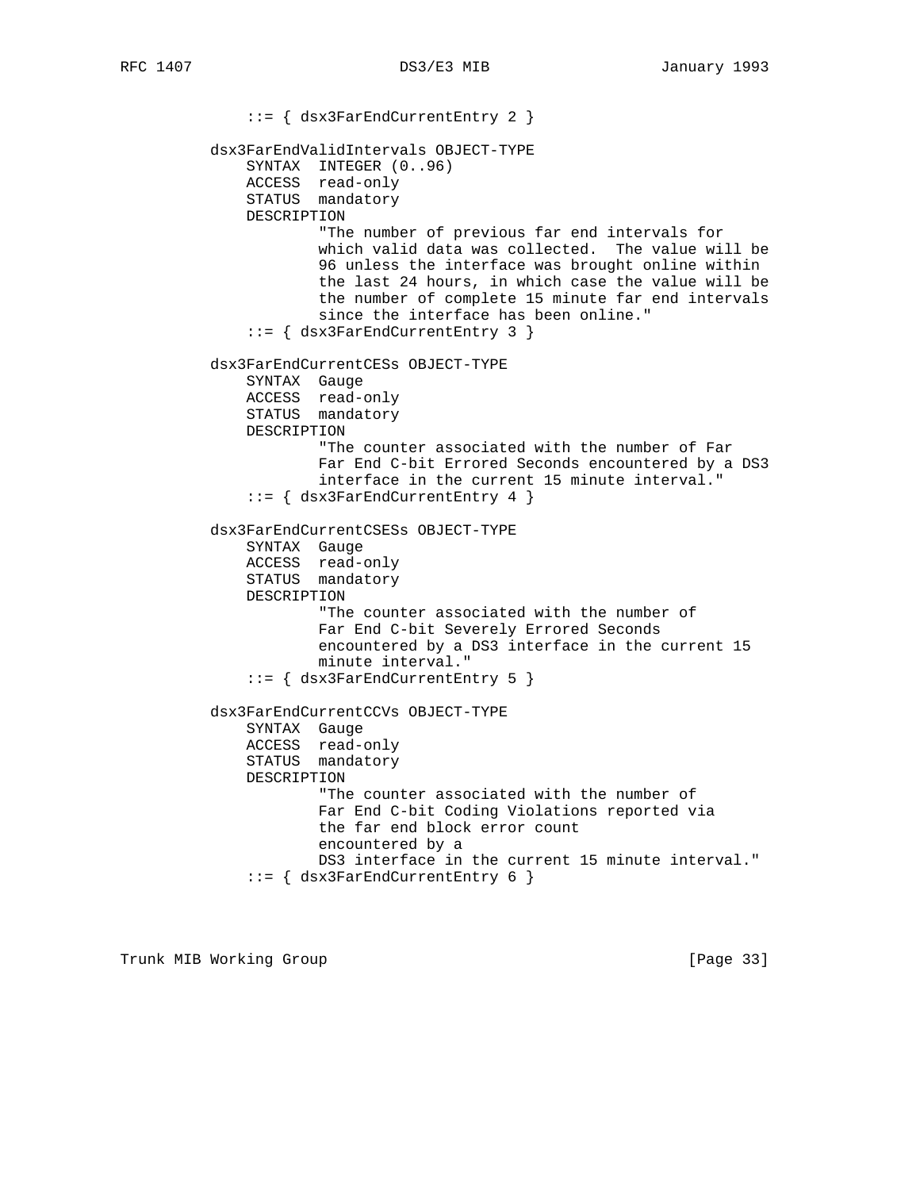```
              ::= { dsx3FarEndCurrentEntry 2 }

          dsx3FarEndValidIntervals OBJECT-TYPE
              SYNTAX  INTEGER (0..96)
              ACCESS  read-only
              STATUS  mandatory
              DESCRIPTION
                      "The number of previous far end intervals for
                      which valid data was collected.  The value will be
                      96 unless the interface was brought online within
                      the last 24 hours, in which case the value will be
                      the number of complete 15 minute far end intervals
                      since the interface has been online."
              ::= { dsx3FarEndCurrentEntry 3 }

          dsx3FarEndCurrentCESs OBJECT-TYPE
              SYNTAX  Gauge
              ACCESS  read-only
              STATUS  mandatory
              DESCRIPTION
                      "The counter associated with the number of Far
                      Far End C-bit Errored Seconds encountered by a DS3
                      interface in the current 15 minute interval."
              ::= { dsx3FarEndCurrentEntry 4 }

          dsx3FarEndCurrentCSESs OBJECT-TYPE
              SYNTAX  Gauge
              ACCESS  read-only
              STATUS  mandatory
              DESCRIPTION
                      "The counter associated with the number of
                      Far End C-bit Severely Errored Seconds
                      encountered by a DS3 interface in the current 15
                      minute interval."
              ::= { dsx3FarEndCurrentEntry 5 }

          dsx3FarEndCurrentCCVs OBJECT-TYPE
              SYNTAX  Gauge
              ACCESS  read-only
              STATUS  mandatory
              DESCRIPTION
                      "The counter associated with the number of
                      Far End C-bit Coding Violations reported via
                      the far end block error count
                      encountered by a
                      DS3 interface in the current 15 minute interval."
              ::= { dsx3FarEndCurrentEntry 6 }
```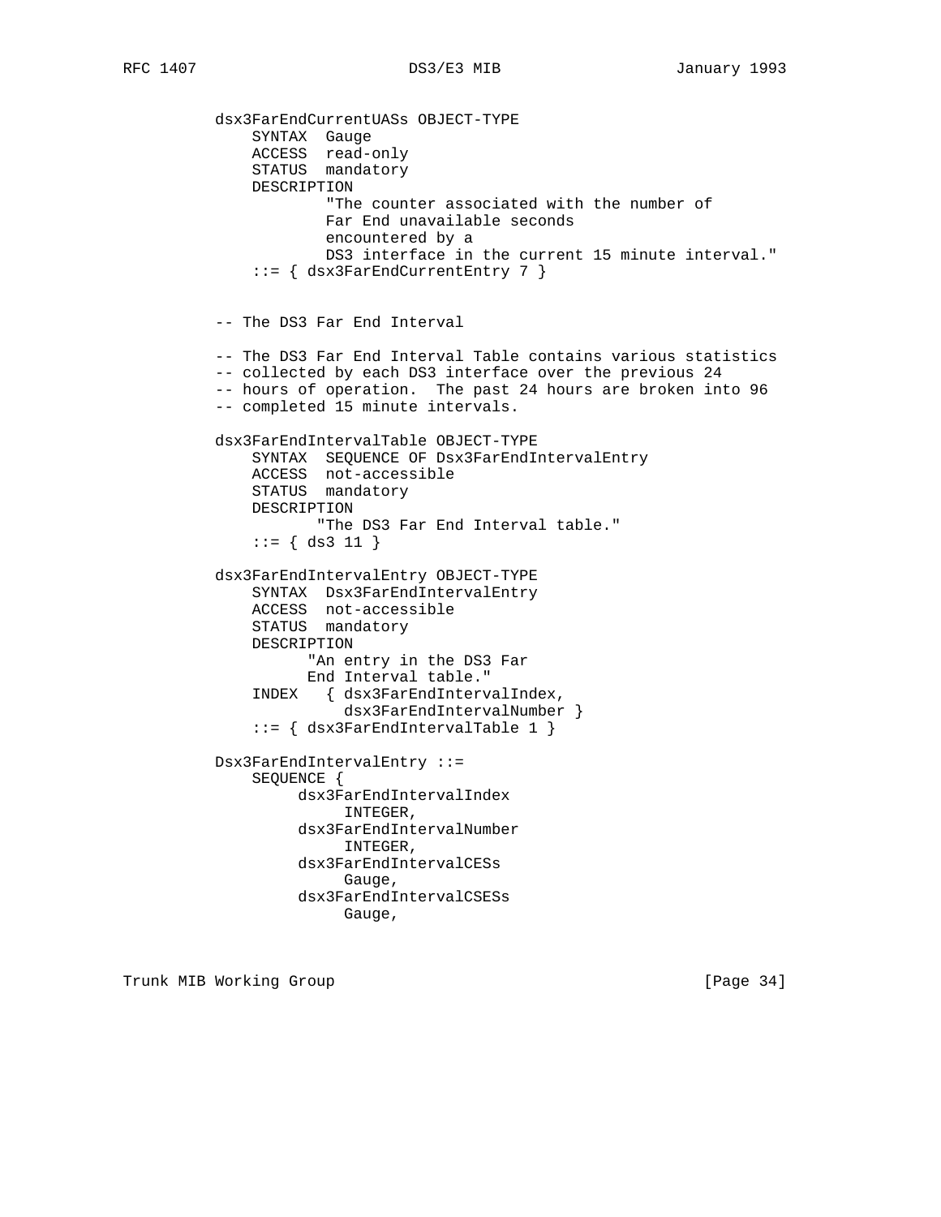```
dsx3FarEndCurrentUASs OBJECT-TYPE
    SYNTAX  Gauge
    ACCESS  read-only
    STATUS  mandatory
    DESCRIPTION
            "The counter associated with the number of
            Far End unavailable seconds
            encountered by a
            DS3 interface in the current 15 minute interval."
    ::= { dsx3FarEndCurrentEntry 7 }


-- The DS3 Far End Interval

-- The DS3 Far End Interval Table contains various statistics
-- collected by each DS3 interface over the previous 24
-- hours of operation.  The past 24 hours are broken into 96
-- completed 15 minute intervals.

dsx3FarEndIntervalTable OBJECT-TYPE
    SYNTAX  SEQUENCE OF Dsx3FarEndIntervalEntry
    ACCESS  not-accessible
    STATUS  mandatory
    DESCRIPTION
           "The DS3 Far End Interval table."
    ::= { ds3 11 }

dsx3FarEndIntervalEntry OBJECT-TYPE
    SYNTAX  Dsx3FarEndIntervalEntry
    ACCESS  not-accessible
    STATUS  mandatory
    DESCRIPTION
          "An entry in the DS3 Far
          End Interval table."
    INDEX   { dsx3FarEndIntervalIndex,
              dsx3FarEndIntervalNumber }
    ::= { dsx3FarEndIntervalTable 1 }

Dsx3FarEndIntervalEntry ::=
    SEQUENCE {
         dsx3FarEndIntervalIndex
              INTEGER,
         dsx3FarEndIntervalNumber
              INTEGER,
         dsx3FarEndIntervalCESs
              Gauge,
         dsx3FarEndIntervalCSESs
              Gauge,
```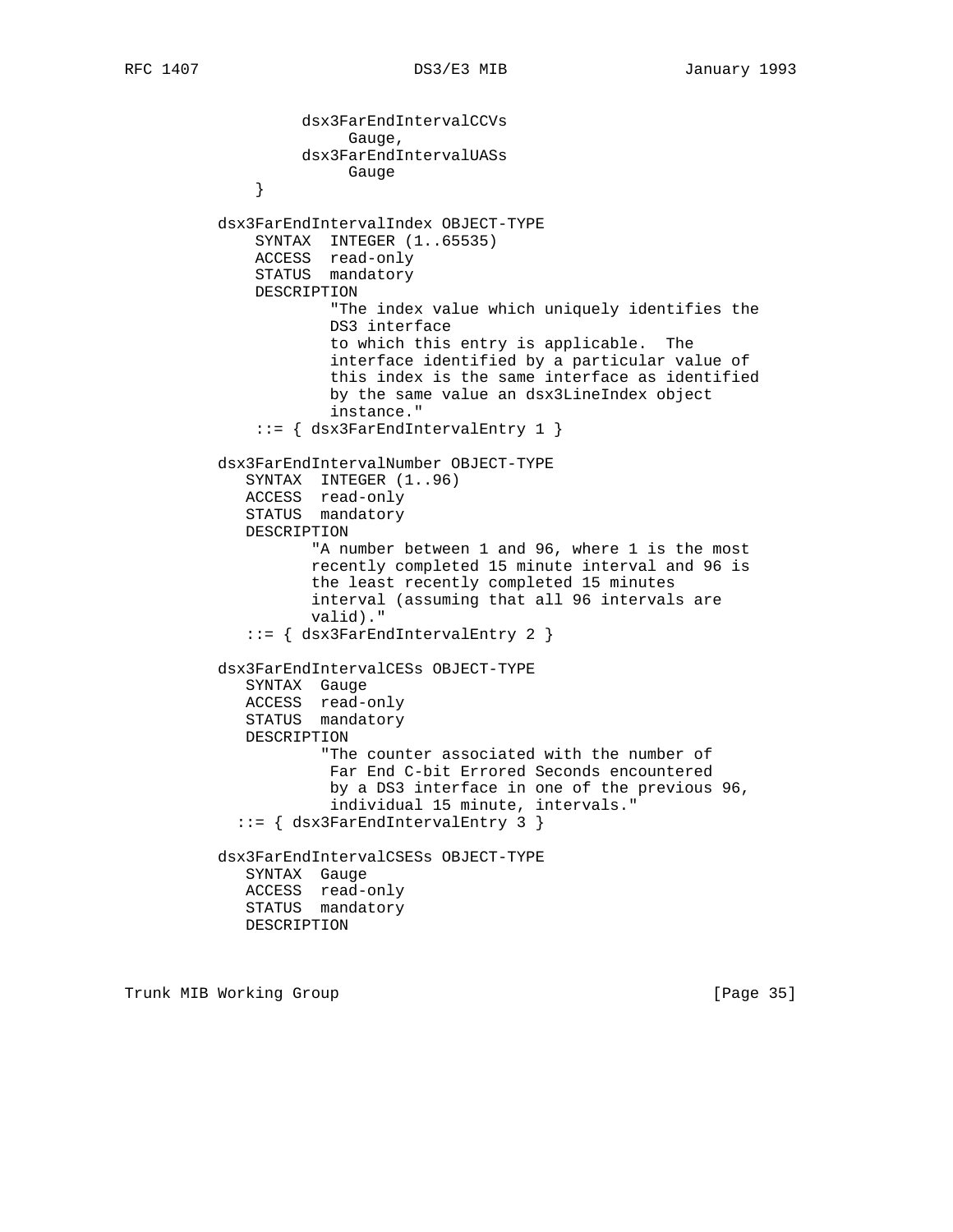```
              dsx3FarEndIntervalCCVs
                   Gauge,
              dsx3FarEndIntervalUASs
                   Gauge
         }

     dsx3FarEndIntervalIndex OBJECT-TYPE
         SYNTAX  INTEGER (1..65535)
         ACCESS  read-only
         STATUS  mandatory
         DESCRIPTION
                 "The index value which uniquely identifies the
                 DS3 interface
                 to which this entry is applicable.  The
                 interface identified by a particular value of
                 this index is the same interface as identified
                 by the same value an dsx3LineIndex object
                 instance."
         ::= { dsx3FarEndIntervalEntry 1 }

     dsx3FarEndIntervalNumber OBJECT-TYPE
        SYNTAX  INTEGER (1..96)
        ACCESS  read-only
        STATUS  mandatory
        DESCRIPTION
               "A number between 1 and 96, where 1 is the most
               recently completed 15 minute interval and 96 is
               the least recently completed 15 minutes
               interval (assuming that all 96 intervals are
               valid)."
        ::= { dsx3FarEndIntervalEntry 2 }

     dsx3FarEndIntervalCESs OBJECT-TYPE
        SYNTAX  Gauge
        ACCESS  read-only
        STATUS  mandatory
        DESCRIPTION
                "The counter associated with the number of
                 Far End C-bit Errored Seconds encountered
                 by a DS3 interface in one of the previous 96,
                 individual 15 minute, intervals."
       ::= { dsx3FarEndIntervalEntry 3 }

     dsx3FarEndIntervalCSESs OBJECT-TYPE
        SYNTAX  Gauge
        ACCESS  read-only
        STATUS  mandatory
        DESCRIPTION
```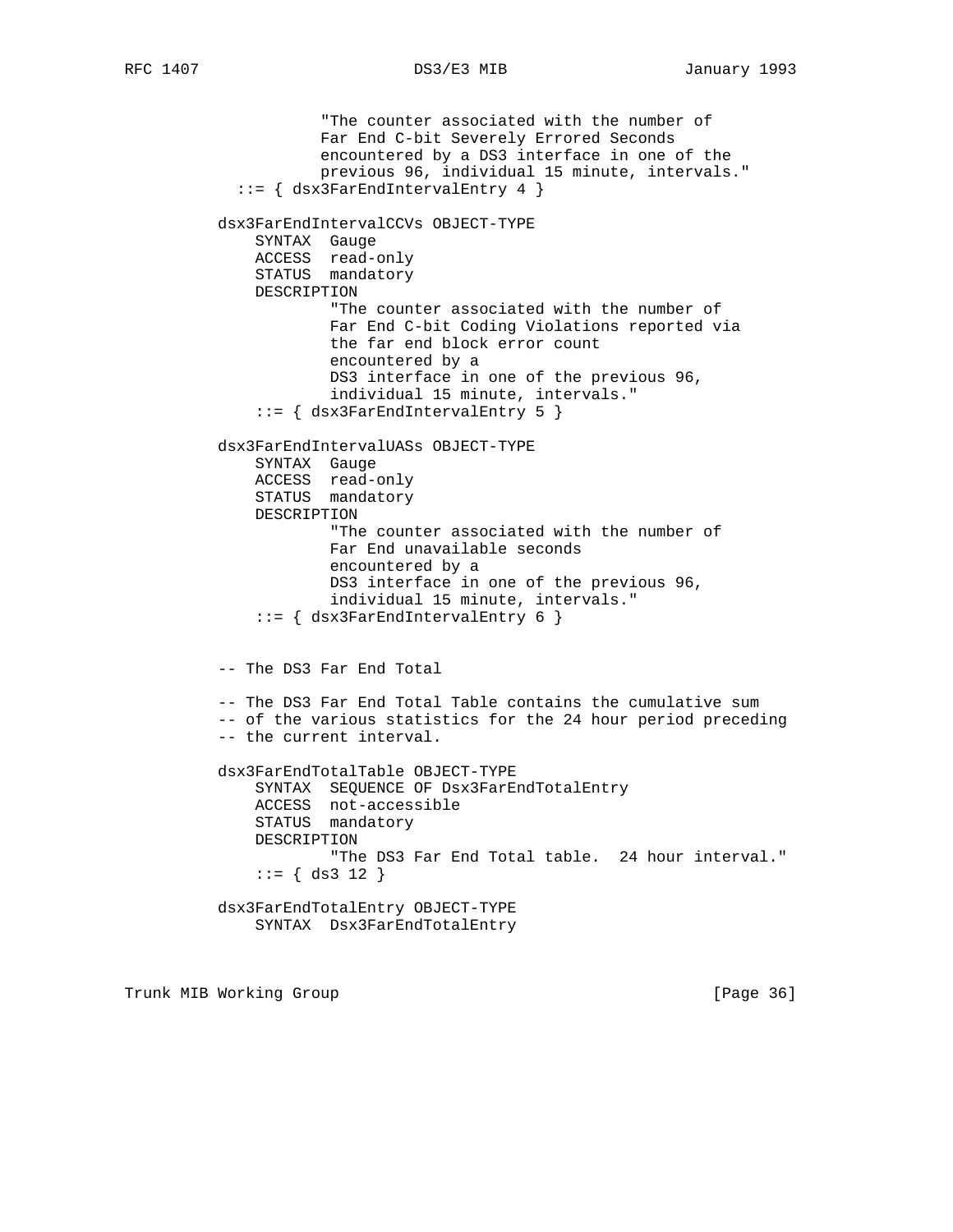```
                   "The counter associated with the number of
                   Far End C-bit Severely Errored Seconds
                   encountered by a DS3 interface in one of the
                   previous 96, individual 15 minute, intervals."
             ::= { dsx3FarEndIntervalEntry 4 }

          dsx3FarEndIntervalCCVs OBJECT-TYPE
              SYNTAX  Gauge
              ACCESS  read-only
              STATUS  mandatory
              DESCRIPTION
                      "The counter associated with the number of
                      Far End C-bit Coding Violations reported via
                      the far end block error count
                      encountered by a
                      DS3 interface in one of the previous 96,
                      individual 15 minute, intervals."
              ::= { dsx3FarEndIntervalEntry 5 }

          dsx3FarEndIntervalUASs OBJECT-TYPE
              SYNTAX  Gauge
              ACCESS  read-only
              STATUS  mandatory
              DESCRIPTION
                      "The counter associated with the number of
                      Far End unavailable seconds
                      encountered by a
                      DS3 interface in one of the previous 96,
                      individual 15 minute, intervals."
              ::= { dsx3FarEndIntervalEntry 6 }


          -- The DS3 Far End Total

          -- The DS3 Far End Total Table contains the cumulative sum
          -- of the various statistics for the 24 hour period preceding
          -- the current interval.

          dsx3FarEndTotalTable OBJECT-TYPE
              SYNTAX  SEQUENCE OF Dsx3FarEndTotalEntry
              ACCESS  not-accessible
              STATUS  mandatory
              DESCRIPTION
                      "The DS3 Far End Total table.  24 hour interval."
              ::= { ds3 12 }

          dsx3FarEndTotalEntry OBJECT-TYPE
              SYNTAX  Dsx3FarEndTotalEntry
```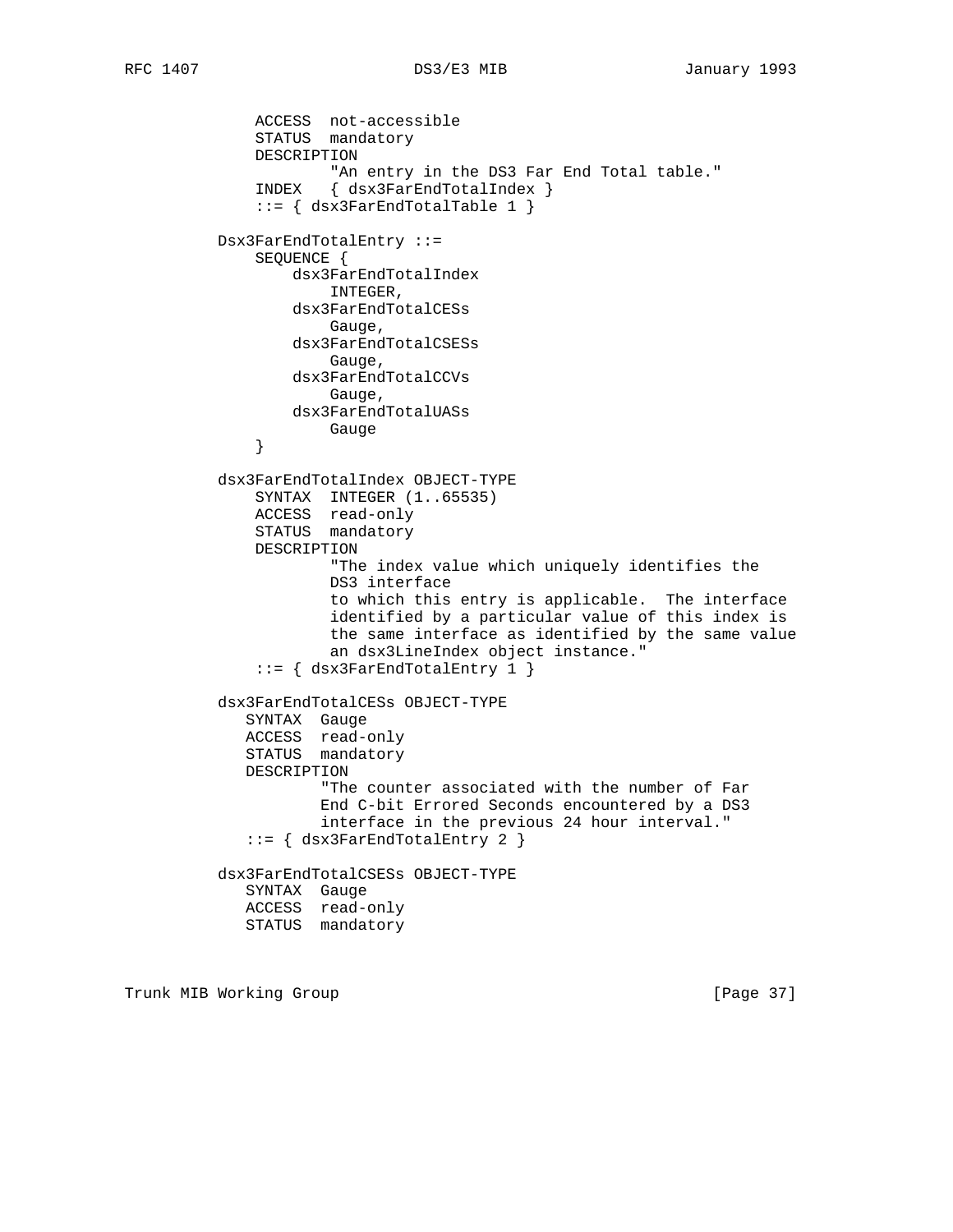```
             ACCESS  not-accessible
             STATUS  mandatory
             DESCRIPTION
                     "An entry in the DS3 Far End Total table."
             INDEX   { dsx3FarEndTotalIndex }
             ::= { dsx3FarEndTotalTable 1 }

         Dsx3FarEndTotalEntry ::=
             SEQUENCE {
                 dsx3FarEndTotalIndex
                     INTEGER,
                 dsx3FarEndTotalCESs
                     Gauge,
                 dsx3FarEndTotalCSESs
                     Gauge,
                 dsx3FarEndTotalCCVs
                     Gauge,
                 dsx3FarEndTotalUASs
                     Gauge
             }

         dsx3FarEndTotalIndex OBJECT-TYPE
             SYNTAX  INTEGER (1..65535)
             ACCESS  read-only
             STATUS  mandatory
             DESCRIPTION
                     "The index value which uniquely identifies the
                     DS3 interface
                     to which this entry is applicable.  The interface
                     identified by a particular value of this index is
                     the same interface as identified by the same value
                     an dsx3LineIndex object instance."
             ::= { dsx3FarEndTotalEntry 1 }

         dsx3FarEndTotalCESs OBJECT-TYPE
            SYNTAX  Gauge
            ACCESS  read-only
            STATUS  mandatory
            DESCRIPTION
                    "The counter associated with the number of Far
                    End C-bit Errored Seconds encountered by a DS3
                    interface in the previous 24 hour interval."
            ::= { dsx3FarEndTotalEntry 2 }

         dsx3FarEndTotalCSESs OBJECT-TYPE
            SYNTAX  Gauge
            ACCESS  read-only
            STATUS  mandatory
```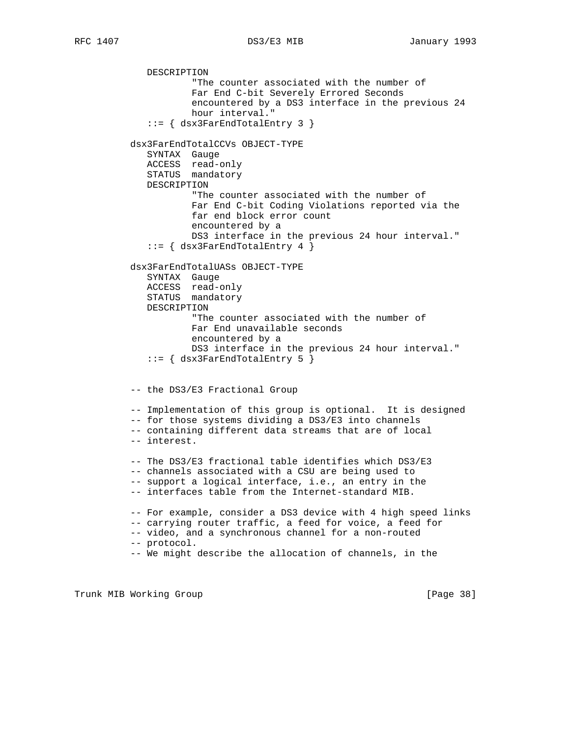```
           DESCRIPTION
                   "The counter associated with the number of
                   Far End C-bit Severely Errored Seconds
                   encountered by a DS3 interface in the previous 24
                   hour interval."
           ::= { dsx3FarEndTotalEntry 3 }

        dsx3FarEndTotalCCVs OBJECT-TYPE
           SYNTAX  Gauge
           ACCESS  read-only
           STATUS  mandatory
           DESCRIPTION
                   "The counter associated with the number of
                   Far End C-bit Coding Violations reported via the
                   far end block error count
                   encountered by a
                   DS3 interface in the previous 24 hour interval."
           ::= { dsx3FarEndTotalEntry 4 }

        dsx3FarEndTotalUASs OBJECT-TYPE
           SYNTAX  Gauge
           ACCESS  read-only
           STATUS  mandatory
           DESCRIPTION
                   "The counter associated with the number of
                   Far End unavailable seconds
                   encountered by a
                   DS3 interface in the previous 24 hour interval."
           ::= { dsx3FarEndTotalEntry 5 }


        -- the DS3/E3 Fractional Group

        -- Implementation of this group is optional.  It is designed
        -- for those systems dividing a DS3/E3 into channels
        -- containing different data streams that are of local
        -- interest.

        -- The DS3/E3 fractional table identifies which DS3/E3
        -- channels associated with a CSU are being used to
        -- support a logical interface, i.e., an entry in the
        -- interfaces table from the Internet-standard MIB.

        -- For example, consider a DS3 device with 4 high speed links
        -- carrying router traffic, a feed for voice, a feed for
        -- video, and a synchronous channel for a non-routed
        -- protocol.
        -- We might describe the allocation of channels, in the
```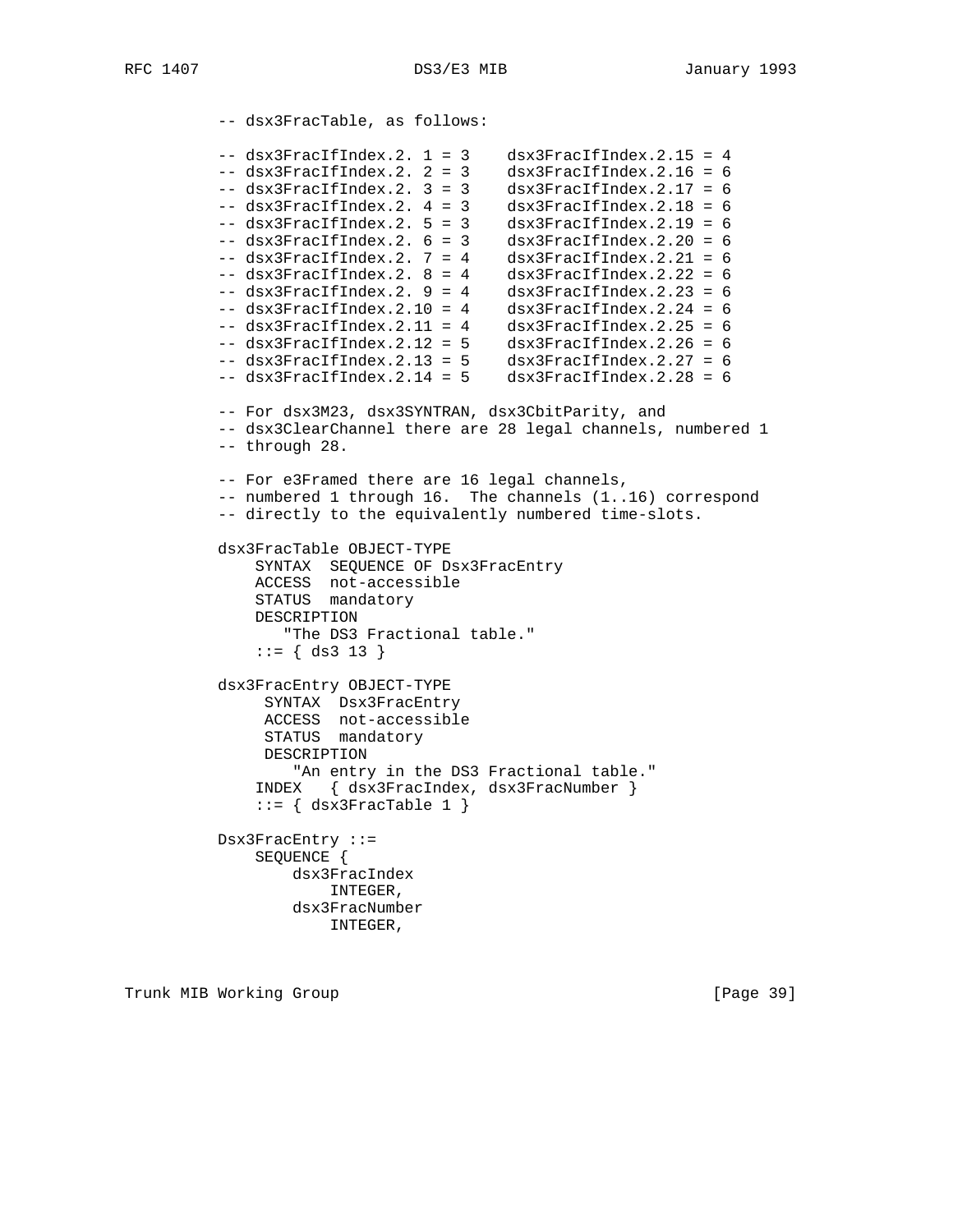```
-- dsx3FracTable, as follows:

-- dsx3FracIfIndex.2. 1 = 3    dsx3FracIfIndex.2.15 = 4
-- dsx3FracIfIndex.2. 2 = 3    dsx3FracIfIndex.2.16 = 6
-- dsx3FracIfIndex.2. 3 = 3    dsx3FracIfIndex.2.17 = 6
-- dsx3FracIfIndex.2. 4 = 3    dsx3FracIfIndex.2.18 = 6
-- dsx3FracIfIndex.2. 5 = 3    dsx3FracIfIndex.2.19 = 6
-- dsx3FracIfIndex.2. 6 = 3    dsx3FracIfIndex.2.20 = 6
-- dsx3FracIfIndex.2. 7 = 4    dsx3FracIfIndex.2.21 = 6
-- dsx3FracIfIndex.2. 8 = 4    dsx3FracIfIndex.2.22 = 6
-- dsx3FracIfIndex.2. 9 = 4    dsx3FracIfIndex.2.23 = 6
-- dsx3FracIfIndex.2.10 = 4    dsx3FracIfIndex.2.24 = 6
-- dsx3FracIfIndex.2.11 = 4    dsx3FracIfIndex.2.25 = 6
-- dsx3FracIfIndex.2.12 = 5    dsx3FracIfIndex.2.26 = 6
-- dsx3FracIfIndex.2.13 = 5    dsx3FracIfIndex.2.27 = 6
-- dsx3FracIfIndex.2.14 = 5    dsx3FracIfIndex.2.28 = 6

-- For dsx3M23, dsx3SYNTRAN, dsx3CbitParity, and
-- dsx3ClearChannel there are 28 legal channels, numbered 1
-- through 28.

-- For e3Framed there are 16 legal channels,
-- numbered 1 through 16.  The channels (1..16) correspond
-- directly to the equivalently numbered time-slots.

dsx3FracTable OBJECT-TYPE
    SYNTAX  SEQUENCE OF Dsx3FracEntry
    ACCESS  not-accessible
    STATUS  mandatory
    DESCRIPTION
       "The DS3 Fractional table."
    ::= { ds3 13 }

dsx3FracEntry OBJECT-TYPE
     SYNTAX  Dsx3FracEntry
     ACCESS  not-accessible
     STATUS  mandatory
     DESCRIPTION
        "An entry in the DS3 Fractional table."
    INDEX   { dsx3FracIndex, dsx3FracNumber }
    ::= { dsx3FracTable 1 }

Dsx3FracEntry ::=
    SEQUENCE {
        dsx3FracIndex
            INTEGER,
        dsx3FracNumber
            INTEGER,
```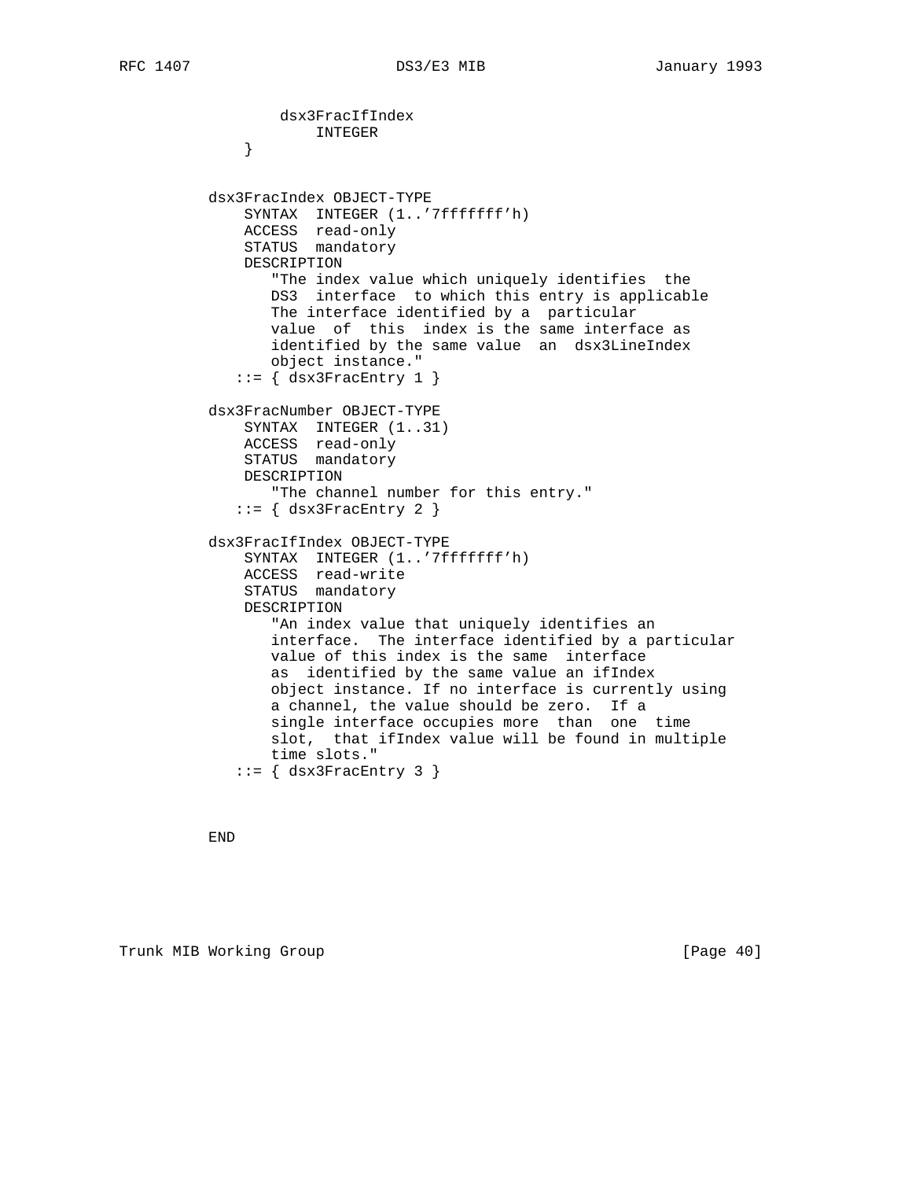```
                dsx3FracIfIndex
                    INTEGER
            }


        dsx3FracIndex OBJECT-TYPE
            SYNTAX  INTEGER (1..'7fffffff'h)
            ACCESS  read-only
            STATUS  mandatory
            DESCRIPTION
               "The index value which uniquely identifies  the
               DS3  interface  to which this entry is applicable
               The interface identified by a  particular
               value  of  this  index is the same interface as
               identified by the same value  an  dsx3LineIndex
               object instance."
           ::= { dsx3FracEntry 1 }

        dsx3FracNumber OBJECT-TYPE
            SYNTAX  INTEGER (1..31)
            ACCESS  read-only
            STATUS  mandatory
            DESCRIPTION
               "The channel number for this entry."
           ::= { dsx3FracEntry 2 }

        dsx3FracIfIndex OBJECT-TYPE
            SYNTAX  INTEGER (1..'7fffffff'h)
            ACCESS  read-write
            STATUS  mandatory
            DESCRIPTION
               "An index value that uniquely identifies an
               interface.  The interface identified by a particular
               value of this index is the same  interface
               as  identified by the same value an ifIndex
               object instance. If no interface is currently using
               a channel, the value should be zero.  If a
               single interface occupies more  than  one  time
               slot,  that ifIndex value will be found in multiple
               time slots."
           ::= { dsx3FracEntry 3 }



        END
```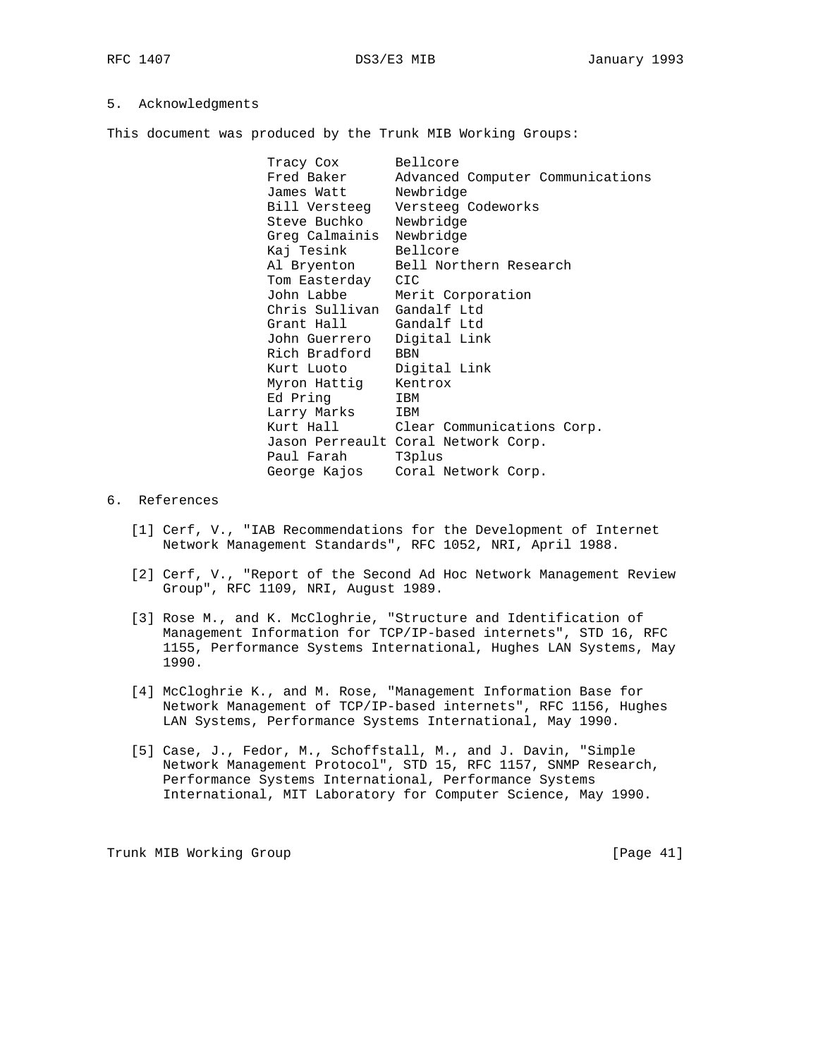## 5. Acknowledgments

This document was produced by the Trunk MIB Working Groups:

| Name | Organization |
|---|---|
| Tracy Cox | Bellcore |
| Fred Baker | Advanced Computer Communications |
| James Watt | Newbridge |
| Bill Versteeg | Versteeg Codeworks |
| Steve Buchko | Newbridge |
| Greg Calmainis | Newbridge |
| Kaj Tesink | Bellcore |
| Al Bryenton | Bell Northern Research |
| Tom Easterday | CIC |
| John Labbe | Merit Corporation |
| Chris Sullivan | Gandalf Ltd |
| Grant Hall | Gandalf Ltd |
| John Guerrero | Digital Link |
| Rich Bradford | BBN |
| Kurt Luoto | Digital Link |
| Myron Hattig | Kentrox |
| Ed Pring | IBM |
| Larry Marks | IBM |
| Kurt Hall | Clear Communications Corp. |
| Jason Perreault | Coral Network Corp. |
| Paul Farah | T3plus |
| George Kajos | Coral Network Corp. |

## 6. References

[1] Cerf, V., "IAB Recommendations for the Development of Internet Network Management Standards", RFC 1052, NRI, April 1988.

[2] Cerf, V., "Report of the Second Ad Hoc Network Management Review Group", RFC 1109, NRI, August 1989.

[3] Rose M., and K. McCloghrie, "Structure and Identification of Management Information for TCP/IP-based internets", STD 16, RFC 1155, Performance Systems International, Hughes LAN Systems, May 1990.

[4] McCloghrie K., and M. Rose, "Management Information Base for Network Management of TCP/IP-based internets", RFC 1156, Hughes LAN Systems, Performance Systems International, May 1990.

[5] Case, J., Fedor, M., Schoffstall, M., and J. Davin, "Simple Network Management Protocol", STD 15, RFC 1157, SNMP Research, Performance Systems International, Performance Systems International, MIT Laboratory for Computer Science, May 1990.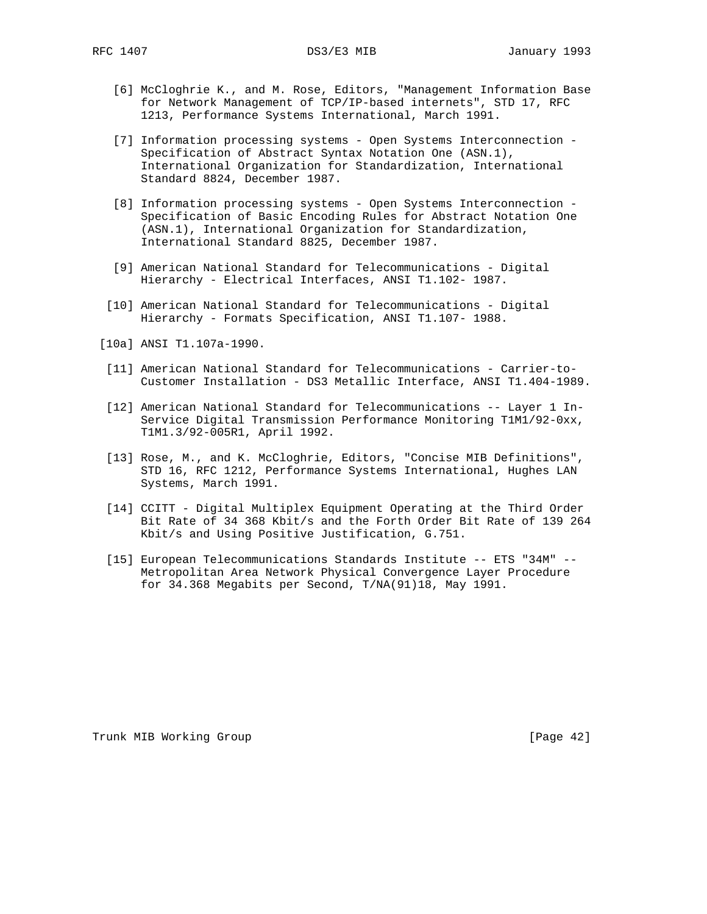[6] McCloghrie K., and M. Rose, Editors, "Management Information Base for Network Management of TCP/IP-based internets", STD 17, RFC 1213, Performance Systems International, March 1991.

[7] Information processing systems - Open Systems Interconnection - Specification of Abstract Syntax Notation One (ASN.1), International Organization for Standardization, International Standard 8824, December 1987.

[8] Information processing systems - Open Systems Interconnection - Specification of Basic Encoding Rules for Abstract Notation One (ASN.1), International Organization for Standardization, International Standard 8825, December 1987.

[9] American National Standard for Telecommunications - Digital Hierarchy - Electrical Interfaces, ANSI T1.102- 1987.

[10] American National Standard for Telecommunications - Digital Hierarchy - Formats Specification, ANSI T1.107- 1988.

[10a] ANSI T1.107a-1990.

[11] American National Standard for Telecommunications - Carrier-to-Customer Installation - DS3 Metallic Interface, ANSI T1.404-1989.

[12] American National Standard for Telecommunications -- Layer 1 In-Service Digital Transmission Performance Monitoring T1M1/92-0xx, T1M1.3/92-005R1, April 1992.

[13] Rose, M., and K. McCloghrie, Editors, "Concise MIB Definitions", STD 16, RFC 1212, Performance Systems International, Hughes LAN Systems, March 1991.

[14] CCITT - Digital Multiplex Equipment Operating at the Third Order Bit Rate of 34 368 Kbit/s and the Forth Order Bit Rate of 139 264 Kbit/s and Using Positive Justification, G.751.

[15] European Telecommunications Standards Institute -- ETS "34M" -- Metropolitan Area Network Physical Convergence Layer Procedure for 34.368 Megabits per Second, T/NA(91)18, May 1991.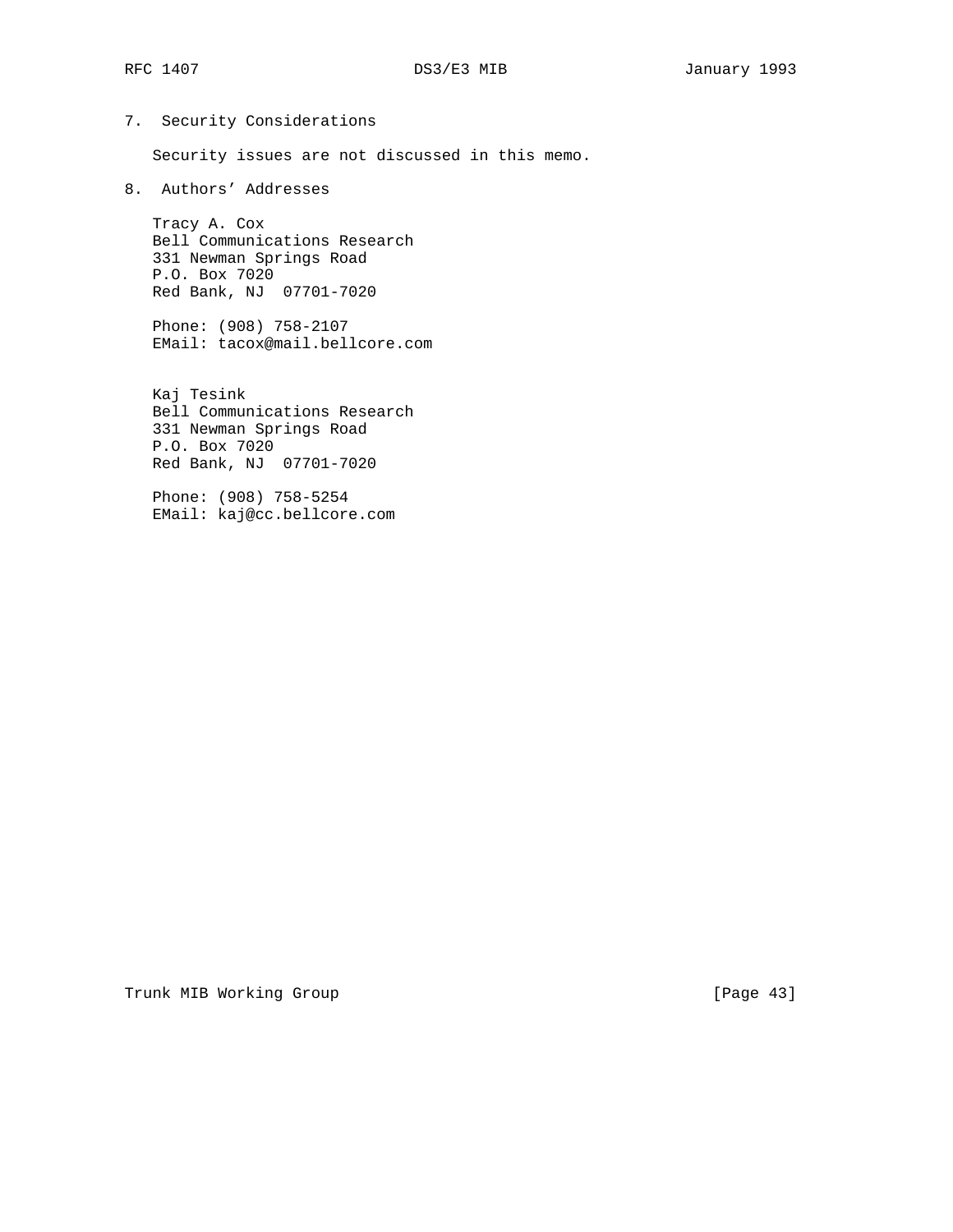## 7. Security Considerations

Security issues are not discussed in this memo.

## 8. Authors' Addresses

Tracy A. Cox
Bell Communications Research
331 Newman Springs Road
P.O. Box 7020
Red Bank, NJ  07701-7020

Phone: (908) 758-2107
EMail: tacox@mail.bellcore.com

Kaj Tesink
Bell Communications Research
331 Newman Springs Road
P.O. Box 7020
Red Bank, NJ  07701-7020

Phone: (908) 758-5254
EMail: kaj@cc.bellcore.com